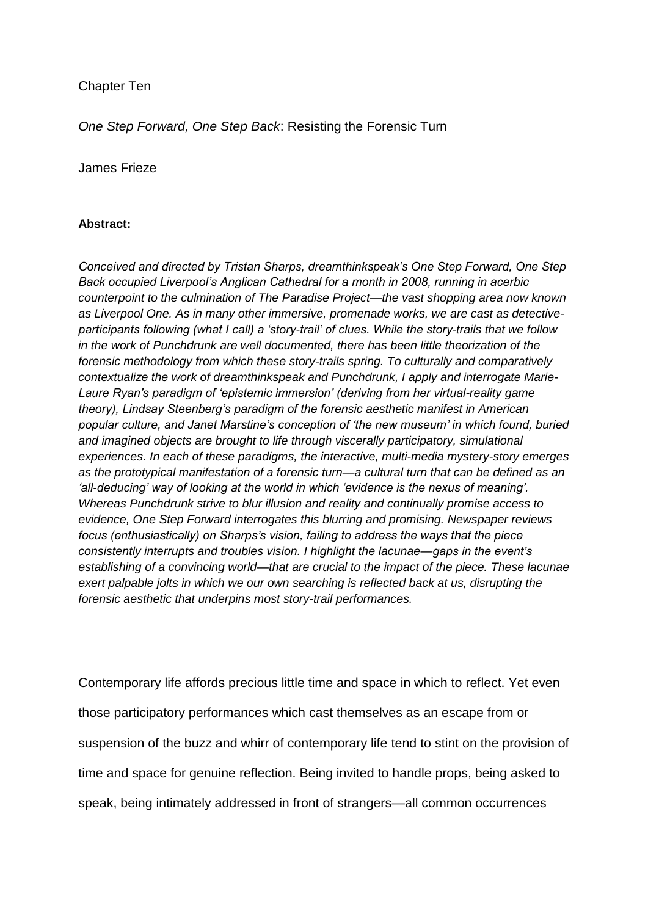Chapter Ten

*One Step Forward, One Step Back*: Resisting the Forensic Turn

James Frieze

**Abstract:**

*Conceived and directed by Tristan Sharps, dreamthinkspeak's One Step Forward, One Step Back occupied Liverpool's Anglican Cathedral for a month in 2008, running in acerbic counterpoint to the culmination of The Paradise Project—the vast shopping area now known as Liverpool One. As in many other immersive, promenade works, we are cast as detective-participants following (what I call) a 'story-trail' of clues. While the story-trails that we follow in the work of Punchdrunk are well documented, there has been little theorization of the forensic methodology from which these story-trails spring. To culturally and comparatively contextualize the work of dreamthinkspeak and Punchdrunk, I apply and interrogate Marie-Laure Ryan's paradigm of 'epistemic immersion' (deriving from her virtual-reality game theory), Lindsay Steenberg's paradigm of the forensic aesthetic manifest in American popular culture, and Janet Marstine's conception of 'the new museum' in which found, buried and imagined objects are brought to life through viscerally participatory, simulational experiences. In each of these paradigms, the interactive, multi-media mystery-story emerges as the prototypical manifestation of a forensic turn—a cultural turn that can be defined as an 'all-deducing' way of looking at the world in which 'evidence is the nexus of meaning'. Whereas Punchdrunk strive to blur illusion and reality and continually promise access to evidence, One Step Forward interrogates this blurring and promising. Newspaper reviews focus (enthusiastically) on Sharps's vision, failing to address the ways that the piece consistently interrupts and troubles vision. I highlight the lacunae—gaps in the event's establishing of a convincing world—that are crucial to the impact of the piece. These lacunae exert palpable jolts in which we our own searching is reflected back at us, disrupting the forensic aesthetic that underpins most story-trail performances.*

Contemporary life affords precious little time and space in which to reflect. Yet even those participatory performances which cast themselves as an escape from or suspension of the buzz and whirr of contemporary life tend to stint on the provision of time and space for genuine reflection. Being invited to handle props, being asked to speak, being intimately addressed in front of strangers—all common occurrences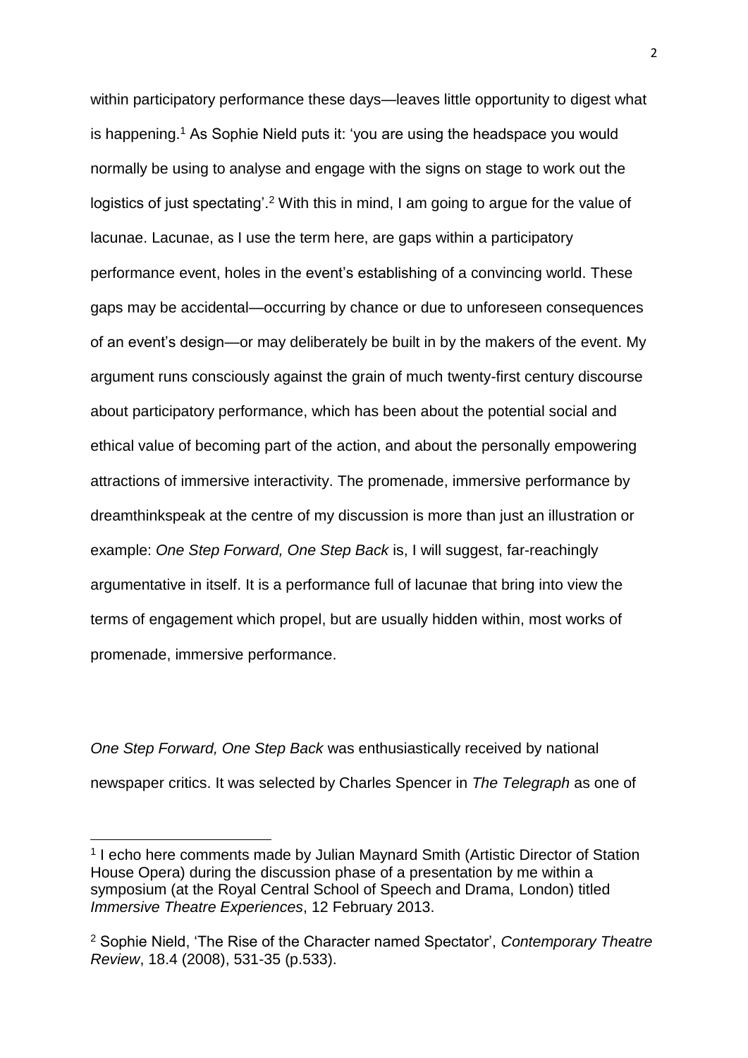within participatory performance these days—leaves little opportunity to digest what is happening.[1] As Sophie Nield puts it: 'you are using the headspace you would normally be using to analyse and engage with the signs on stage to work out the logistics of just spectating'.[2] With this in mind, I am going to argue for the value of lacunae. Lacunae, as I use the term here, are gaps within a participatory performance event, holes in the event's establishing of a convincing world. These gaps may be accidental—occurring by chance or due to unforeseen consequences of an event's design—or may deliberately be built in by the makers of the event. My argument runs consciously against the grain of much twenty-first century discourse about participatory performance, which has been about the potential social and ethical value of becoming part of the action, and about the personally empowering attractions of immersive interactivity. The promenade, immersive performance by dreamthinkspeak at the centre of my discussion is more than just an illustration or example: *One Step Forward, One Step Back* is, I will suggest, far-reachingly argumentative in itself. It is a performance full of lacunae that bring into view the terms of engagement which propel, but are usually hidden within, most works of promenade, immersive performance.

*One Step Forward, One Step Back* was enthusiastically received by national newspaper critics. It was selected by Charles Spencer in *The Telegraph* as one of

---

[1] I echo here comments made by Julian Maynard Smith (Artistic Director of Station House Opera) during the discussion phase of a presentation by me within a symposium (at the Royal Central School of Speech and Drama, London) titled *Immersive Theatre Experiences*, 12 February 2013.

[2] Sophie Nield, 'The Rise of the Character named Spectator', *Contemporary Theatre Review*, 18.4 (2008), 531-35 (p.533).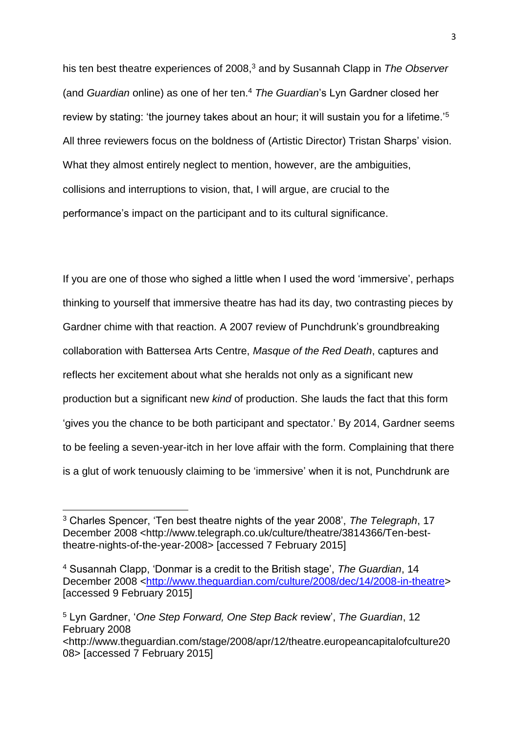his ten best theatre experiences of 2008,[3] and by Susannah Clapp in *The Observer* (and *Guardian* online) as one of her ten.[4] *The Guardian*'s Lyn Gardner closed her review by stating: 'the journey takes about an hour; it will sustain you for a lifetime.'[5] All three reviewers focus on the boldness of (Artistic Director) Tristan Sharps' vision. What they almost entirely neglect to mention, however, are the ambiguities, collisions and interruptions to vision, that, I will argue, are crucial to the performance's impact on the participant and to its cultural significance.

If you are one of those who sighed a little when I used the word 'immersive', perhaps thinking to yourself that immersive theatre has had its day, two contrasting pieces by Gardner chime with that reaction. A 2007 review of Punchdrunk's groundbreaking collaboration with Battersea Arts Centre, *Masque of the Red Death*, captures and reflects her excitement about what she heralds not only as a significant new production but a significant new *kind* of production. She lauds the fact that this form 'gives you the chance to be both participant and spectator.' By 2014, Gardner seems to be feeling a seven-year-itch in her love affair with the form. Complaining that there is a glut of work tenuously claiming to be 'immersive' when it is not, Punchdrunk are

---

[3] Charles Spencer, 'Ten best theatre nights of the year 2008', *The Telegraph*, 17 December 2008 <http://www.telegraph.co.uk/culture/theatre/3814366/Ten-best-theatre-nights-of-the-year-2008> [accessed 7 February 2015]

[4] Susannah Clapp, 'Donmar is a credit to the British stage', *The Guardian*, 14 December 2008 <http://www.theguardian.com/culture/2008/dec/14/2008-in-theatre> [accessed 9 February 2015]

[5] Lyn Gardner, '*One Step Forward, One Step Back* review', *The Guardian*, 12 February 2008 <http://www.theguardian.com/stage/2008/apr/12/theatre.europeancapitalofculture2008> [accessed 7 February 2015]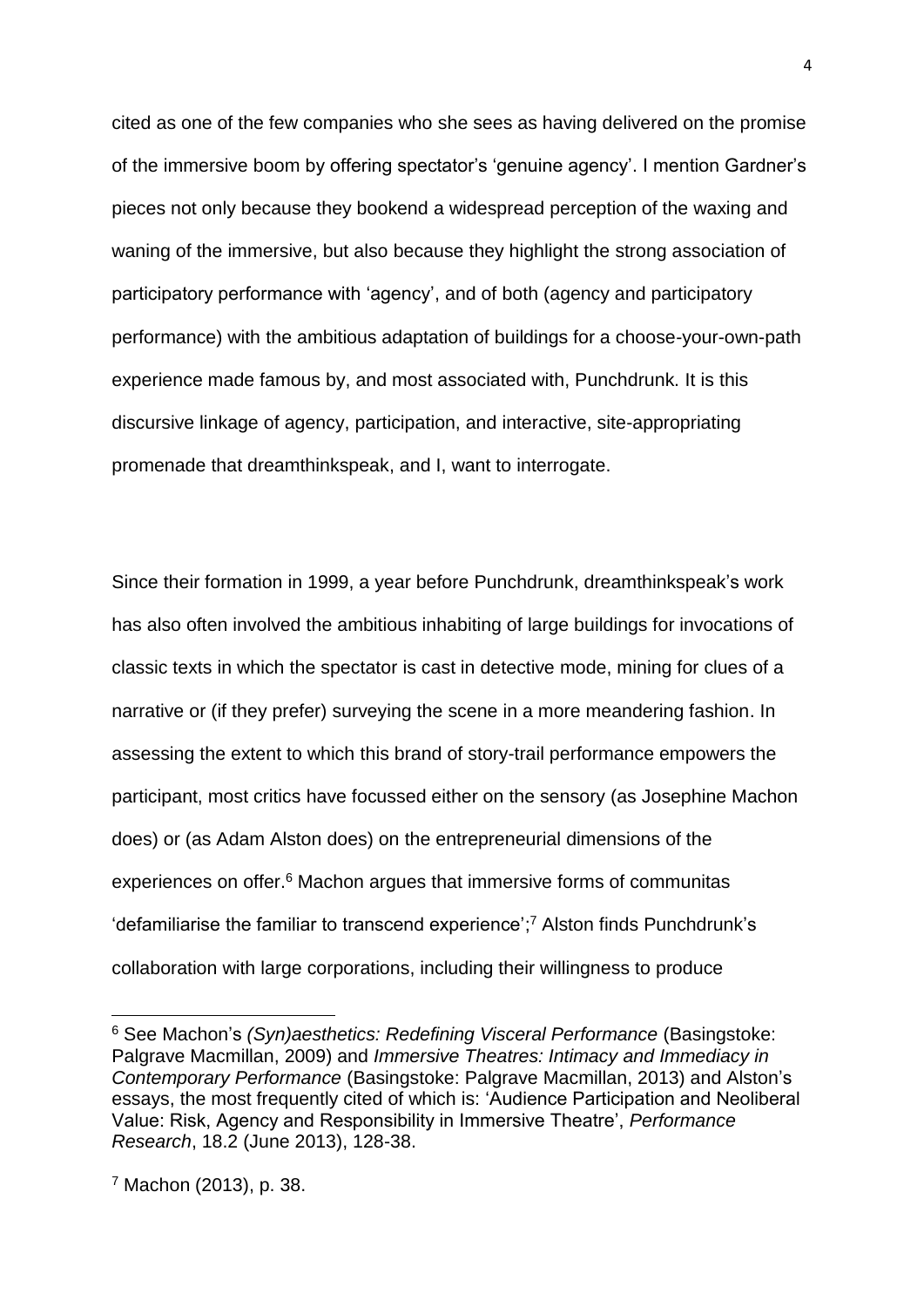cited as one of the few companies who she sees as having delivered on the promise of the immersive boom by offering spectator's 'genuine agency'. I mention Gardner's pieces not only because they bookend a widespread perception of the waxing and waning of the immersive, but also because they highlight the strong association of participatory performance with 'agency', and of both (agency and participatory performance) with the ambitious adaptation of buildings for a choose-your-own-path experience made famous by, and most associated with, Punchdrunk. It is this discursive linkage of agency, participation, and interactive, site-appropriating promenade that dreamthinkspeak, and I, want to interrogate.

Since their formation in 1999, a year before Punchdrunk, dreamthinkspeak's work has also often involved the ambitious inhabiting of large buildings for invocations of classic texts in which the spectator is cast in detective mode, mining for clues of a narrative or (if they prefer) surveying the scene in a more meandering fashion. In assessing the extent to which this brand of story-trail performance empowers the participant, most critics have focussed either on the sensory (as Josephine Machon does) or (as Adam Alston does) on the entrepreneurial dimensions of the experiences on offer.[6] Machon argues that immersive forms of communitas 'defamiliarise the familiar to transcend experience';[7] Alston finds Punchdrunk's collaboration with large corporations, including their willingness to produce

---

[6] See Machon's *(Syn)aesthetics: Redefining Visceral Performance* (Basingstoke: Palgrave Macmillan, 2009) and *Immersive Theatres: Intimacy and Immediacy in Contemporary Performance* (Basingstoke: Palgrave Macmillan, 2013) and Alston's essays, the most frequently cited of which is: 'Audience Participation and Neoliberal Value: Risk, Agency and Responsibility in Immersive Theatre', *Performance Research*, 18.2 (June 2013), 128-38.

[7] Machon (2013), p. 38.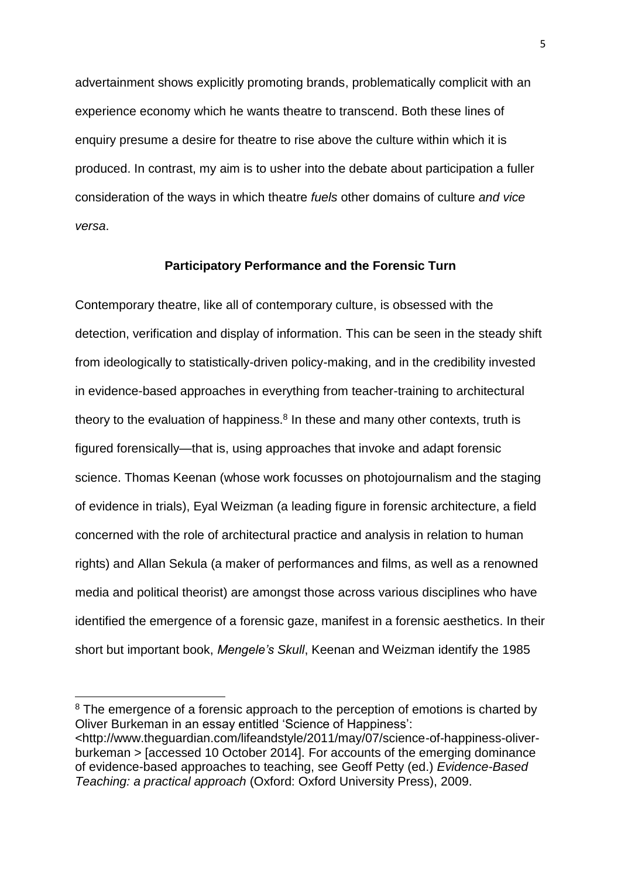advertainment shows explicitly promoting brands, problematically complicit with an experience economy which he wants theatre to transcend. Both these lines of enquiry presume a desire for theatre to rise above the culture within which it is produced. In contrast, my aim is to usher into the debate about participation a fuller consideration of the ways in which theatre *fuels* other domains of culture *and vice versa*.

## Participatory Performance and the Forensic Turn

Contemporary theatre, like all of contemporary culture, is obsessed with the detection, verification and display of information. This can be seen in the steady shift from ideologically to statistically-driven policy-making, and in the credibility invested in evidence-based approaches in everything from teacher-training to architectural theory to the evaluation of happiness.[8] In these and many other contexts, truth is figured forensically—that is, using approaches that invoke and adapt forensic science. Thomas Keenan (whose work focusses on photojournalism and the staging of evidence in trials), Eyal Weizman (a leading figure in forensic architecture, a field concerned with the role of architectural practice and analysis in relation to human rights) and Allan Sekula (a maker of performances and films, as well as a renowned media and political theorist) are amongst those across various disciplines who have identified the emergence of a forensic gaze, manifest in a forensic aesthetics. In their short but important book, *Mengele's Skull*, Keenan and Weizman identify the 1985

---

[8] The emergence of a forensic approach to the perception of emotions is charted by Oliver Burkeman in an essay entitled 'Science of Happiness': <http://www.theguardian.com/lifeandstyle/2011/may/07/science-of-happiness-oliver-burkeman > [accessed 10 October 2014]. For accounts of the emerging dominance of evidence-based approaches to teaching, see Geoff Petty (ed.) *Evidence-Based Teaching: a practical approach* (Oxford: Oxford University Press), 2009.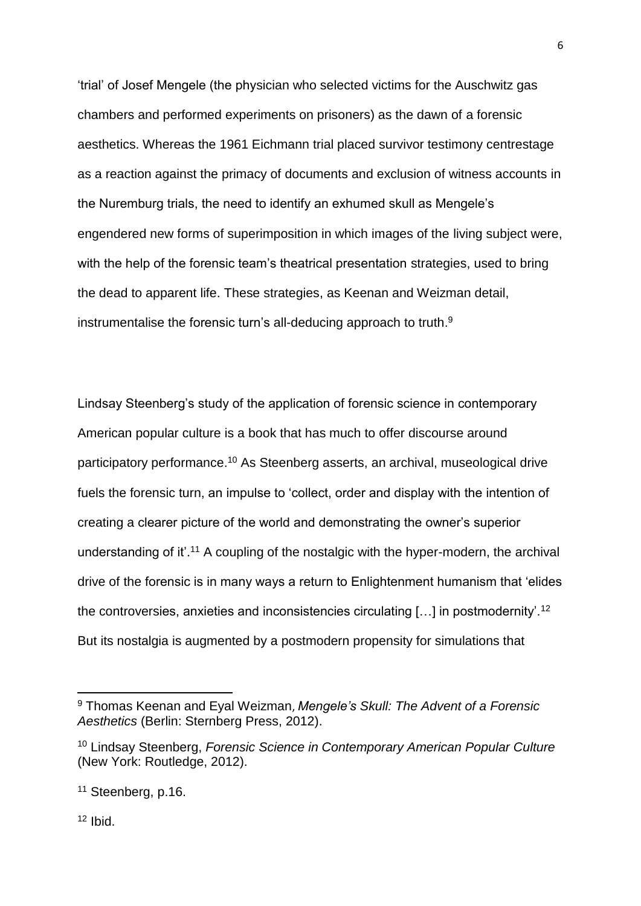'trial' of Josef Mengele (the physician who selected victims for the Auschwitz gas chambers and performed experiments on prisoners) as the dawn of a forensic aesthetics. Whereas the 1961 Eichmann trial placed survivor testimony centrestage as a reaction against the primacy of documents and exclusion of witness accounts in the Nuremburg trials, the need to identify an exhumed skull as Mengele's engendered new forms of superimposition in which images of the living subject were, with the help of the forensic team's theatrical presentation strategies, used to bring the dead to apparent life. These strategies, as Keenan and Weizman detail, instrumentalise the forensic turn's all-deducing approach to truth.[9]

Lindsay Steenberg's study of the application of forensic science in contemporary American popular culture is a book that has much to offer discourse around participatory performance.[10] As Steenberg asserts, an archival, museological drive fuels the forensic turn, an impulse to 'collect, order and display with the intention of creating a clearer picture of the world and demonstrating the owner's superior understanding of it'.[11] A coupling of the nostalgic with the hyper-modern, the archival drive of the forensic is in many ways a return to Enlightenment humanism that 'elides the controversies, anxieties and inconsistencies circulating […] in postmodernity'.[12] But its nostalgia is augmented by a postmodern propensity for simulations that

---

[9] Thomas Keenan and Eyal Weizman*, Mengele's Skull: The Advent of a Forensic Aesthetics* (Berlin: Sternberg Press, 2012).

[10] Lindsay Steenberg, *Forensic Science in Contemporary American Popular Culture* (New York: Routledge, 2012).

[11] Steenberg, p.16.

[12] Ibid.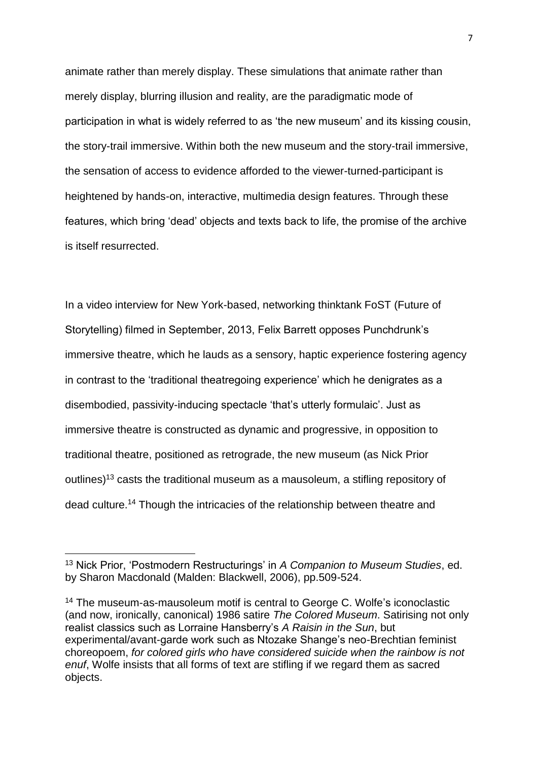animate rather than merely display. These simulations that animate rather than merely display, blurring illusion and reality, are the paradigmatic mode of participation in what is widely referred to as 'the new museum' and its kissing cousin, the story-trail immersive. Within both the new museum and the story-trail immersive, the sensation of access to evidence afforded to the viewer-turned-participant is heightened by hands-on, interactive, multimedia design features. Through these features, which bring 'dead' objects and texts back to life, the promise of the archive is itself resurrected.

In a video interview for New York-based, networking thinktank FoST (Future of Storytelling) filmed in September, 2013, Felix Barrett opposes Punchdrunk's immersive theatre, which he lauds as a sensory, haptic experience fostering agency in contrast to the 'traditional theatregoing experience' which he denigrates as a disembodied, passivity-inducing spectacle 'that's utterly formulaic'. Just as immersive theatre is constructed as dynamic and progressive, in opposition to traditional theatre, positioned as retrograde, the new museum (as Nick Prior outlines)[13] casts the traditional museum as a mausoleum, a stifling repository of dead culture.[14] Though the intricacies of the relationship between theatre and

---

[13] Nick Prior, 'Postmodern Restructurings' in *A Companion to Museum Studies*, ed. by Sharon Macdonald (Malden: Blackwell, 2006), pp.509-524.

[14] The museum-as-mausoleum motif is central to George C. Wolfe's iconoclastic (and now, ironically, canonical) 1986 satire *The Colored Museum*. Satirising not only realist classics such as Lorraine Hansberry's *A Raisin in the Sun*, but experimental/avant-garde work such as Ntozake Shange's neo-Brechtian feminist choreopoem, *for colored girls who have considered suicide when the rainbow is not enuf*, Wolfe insists that all forms of text are stifling if we regard them as sacred objects.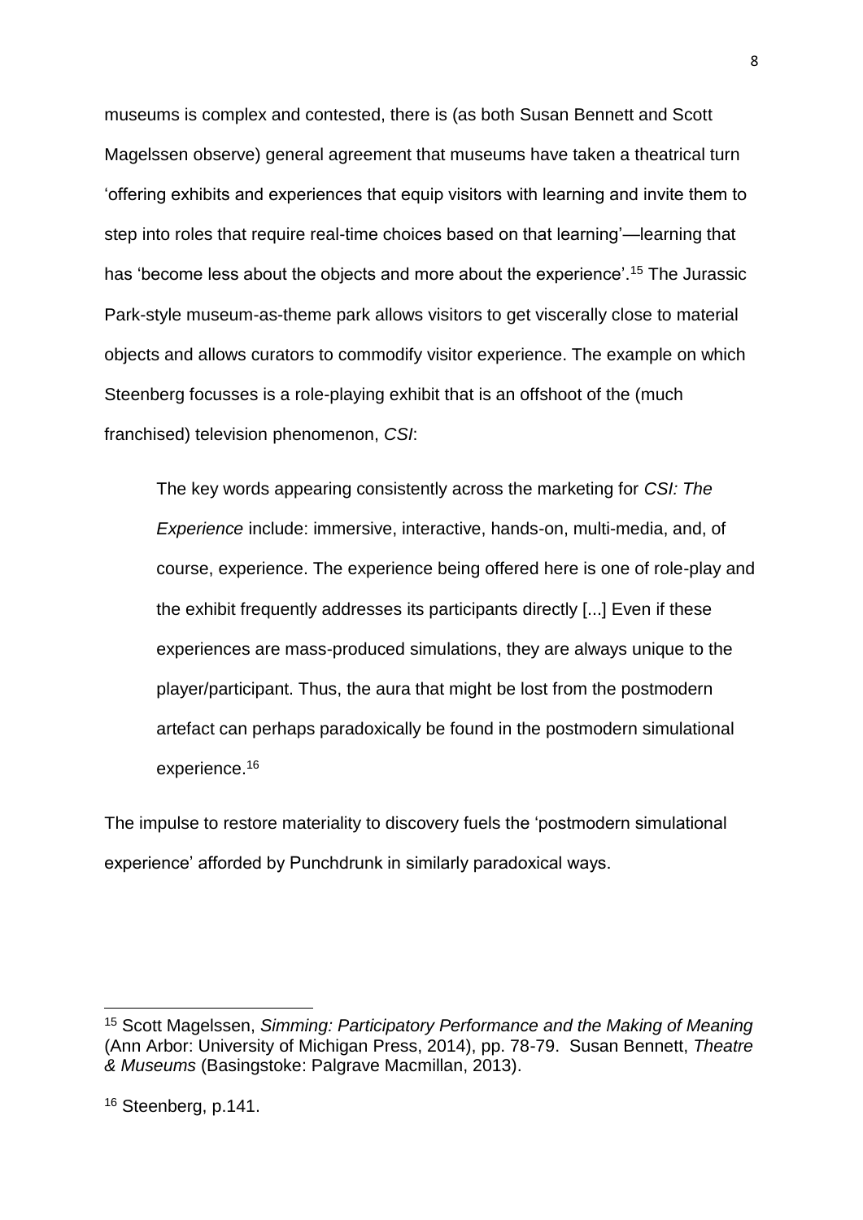museums is complex and contested, there is (as both Susan Bennett and Scott Magelssen observe) general agreement that museums have taken a theatrical turn 'offering exhibits and experiences that equip visitors with learning and invite them to step into roles that require real-time choices based on that learning'—learning that has 'become less about the objects and more about the experience'.[15] The Jurassic Park-style museum-as-theme park allows visitors to get viscerally close to material objects and allows curators to commodify visitor experience. The example on which Steenberg focusses is a role-playing exhibit that is an offshoot of the (much franchised) television phenomenon, *CSI*:

> The key words appearing consistently across the marketing for *CSI: The Experience* include: immersive, interactive, hands-on, multi-media, and, of course, experience. The experience being offered here is one of role-play and the exhibit frequently addresses its participants directly [...] Even if these experiences are mass-produced simulations, they are always unique to the player/participant. Thus, the aura that might be lost from the postmodern artefact can perhaps paradoxically be found in the postmodern simulational experience.[16]

The impulse to restore materiality to discovery fuels the 'postmodern simulational experience' afforded by Punchdrunk in similarly paradoxical ways.

---

[15] Scott Magelssen, *Simming: Participatory Performance and the Making of Meaning* (Ann Arbor: University of Michigan Press, 2014), pp. 78-79. Susan Bennett, *Theatre & Museums* (Basingstoke: Palgrave Macmillan, 2013).

[16] Steenberg, p.141.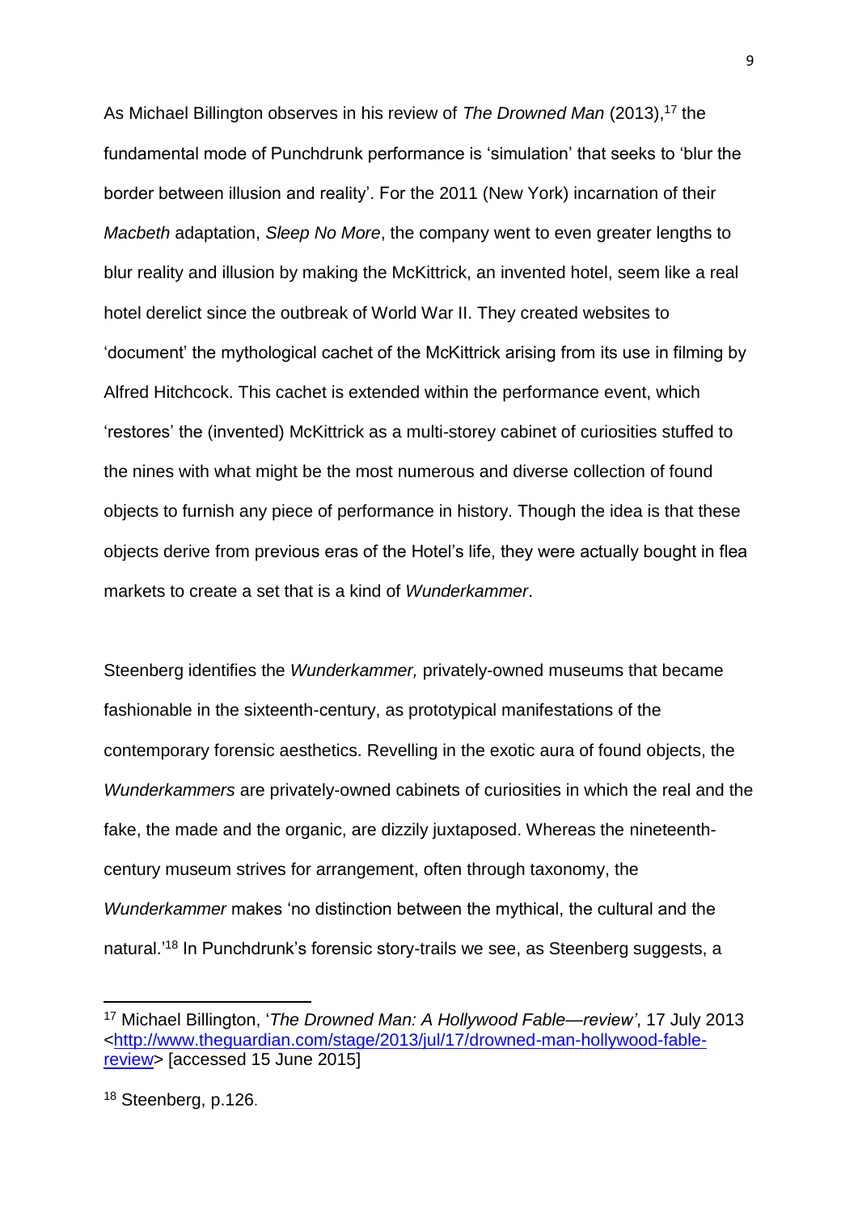As Michael Billington observes in his review of *The Drowned Man* (2013),[17] the fundamental mode of Punchdrunk performance is 'simulation' that seeks to 'blur the border between illusion and reality'. For the 2011 (New York) incarnation of their *Macbeth* adaptation, *Sleep No More*, the company went to even greater lengths to blur reality and illusion by making the McKittrick, an invented hotel, seem like a real hotel derelict since the outbreak of World War II. They created websites to 'document' the mythological cachet of the McKittrick arising from its use in filming by Alfred Hitchcock. This cachet is extended within the performance event, which 'restores' the (invented) McKittrick as a multi-storey cabinet of curiosities stuffed to the nines with what might be the most numerous and diverse collection of found objects to furnish any piece of performance in history. Though the idea is that these objects derive from previous eras of the Hotel's life, they were actually bought in flea markets to create a set that is a kind of *Wunderkammer*.

Steenberg identifies the *Wunderkammer,* privately-owned museums that became fashionable in the sixteenth-century, as prototypical manifestations of the contemporary forensic aesthetics. Revelling in the exotic aura of found objects, the *Wunderkammers* are privately-owned cabinets of curiosities in which the real and the fake, the made and the organic, are dizzily juxtaposed. Whereas the nineteenth-century museum strives for arrangement, often through taxonomy, the *Wunderkammer* makes 'no distinction between the mythical, the cultural and the natural.'[18] In Punchdrunk's forensic story-trails we see, as Steenberg suggests, a

---

[17] Michael Billington, '*The Drowned Man: A Hollywood Fable—review*', 17 July 2013 <http://www.theguardian.com/stage/2013/jul/17/drowned-man-hollywood-fable-review> [accessed 15 June 2015]

[18] Steenberg, p.126.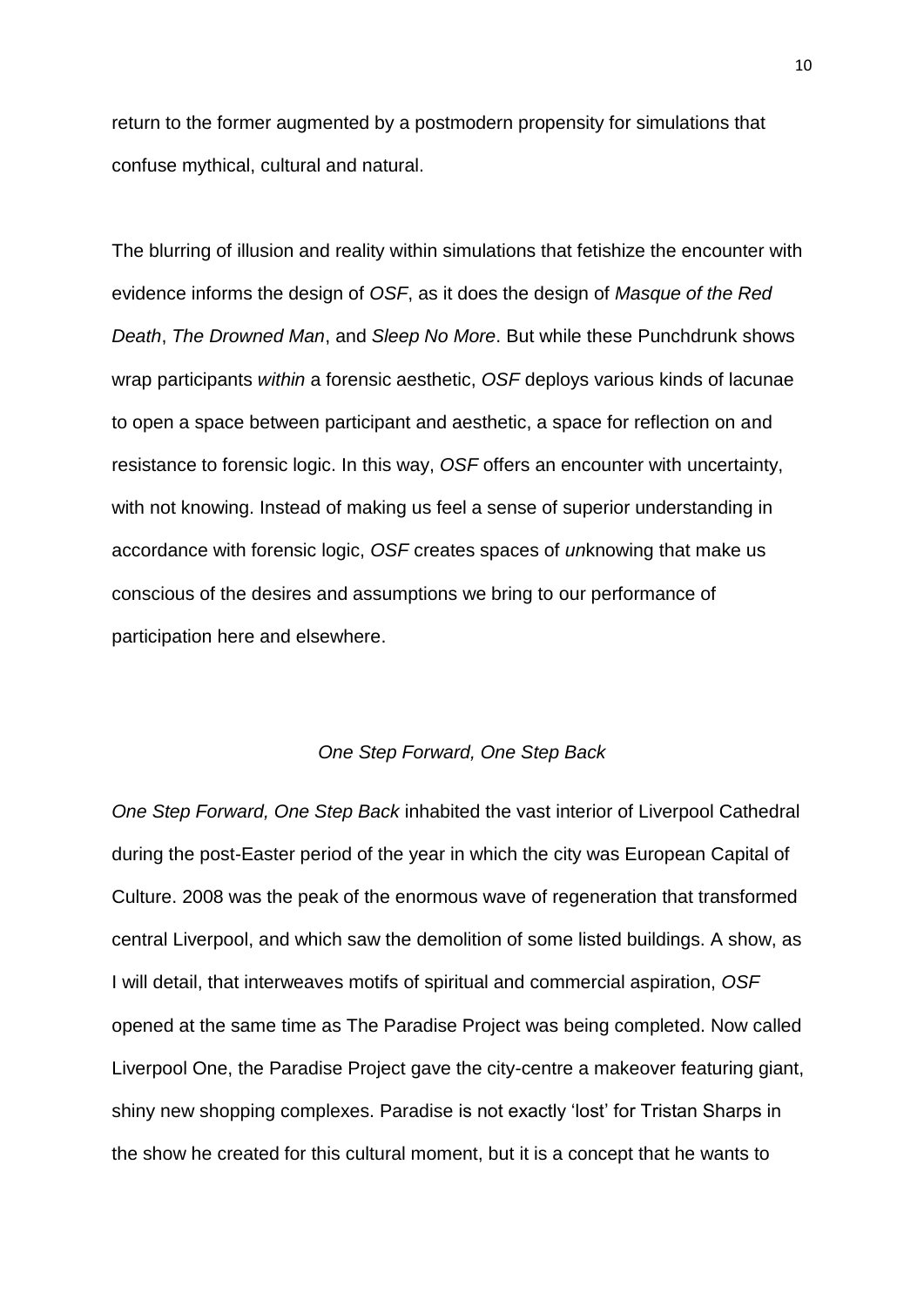return to the former augmented by a postmodern propensity for simulations that confuse mythical, cultural and natural.

The blurring of illusion and reality within simulations that fetishize the encounter with evidence informs the design of *OSF*, as it does the design of *Masque of the Red Death*, *The Drowned Man*, and *Sleep No More*. But while these Punchdrunk shows wrap participants *within* a forensic aesthetic, *OSF* deploys various kinds of lacunae to open a space between participant and aesthetic, a space for reflection on and resistance to forensic logic. In this way, *OSF* offers an encounter with uncertainty, with not knowing. Instead of making us feel a sense of superior understanding in accordance with forensic logic, *OSF* creates spaces of *un*knowing that make us conscious of the desires and assumptions we bring to our performance of participation here and elsewhere.

## *One Step Forward, One Step Back*

*One Step Forward, One Step Back* inhabited the vast interior of Liverpool Cathedral during the post-Easter period of the year in which the city was European Capital of Culture. 2008 was the peak of the enormous wave of regeneration that transformed central Liverpool, and which saw the demolition of some listed buildings. A show, as I will detail, that interweaves motifs of spiritual and commercial aspiration, *OSF* opened at the same time as The Paradise Project was being completed. Now called Liverpool One, the Paradise Project gave the city-centre a makeover featuring giant, shiny new shopping complexes. Paradise is not exactly 'lost' for Tristan Sharps in the show he created for this cultural moment, but it is a concept that he wants to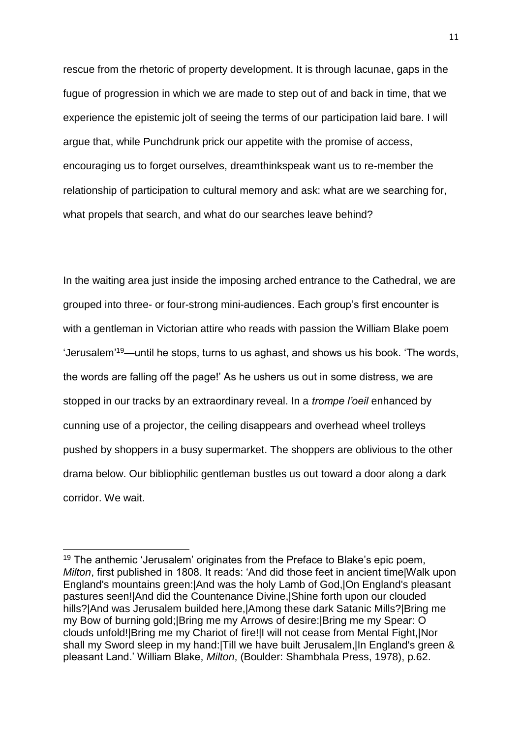rescue from the rhetoric of property development. It is through lacunae, gaps in the fugue of progression in which we are made to step out of and back in time, that we experience the epistemic jolt of seeing the terms of our participation laid bare. I will argue that, while Punchdrunk prick our appetite with the promise of access, encouraging us to forget ourselves, dreamthinkspeak want us to re-member the relationship of participation to cultural memory and ask: what are we searching for, what propels that search, and what do our searches leave behind?

In the waiting area just inside the imposing arched entrance to the Cathedral, we are grouped into three- or four-strong mini-audiences. Each group's first encounter is with a gentleman in Victorian attire who reads with passion the William Blake poem 'Jerusalem'[19]—until he stops, turns to us aghast, and shows us his book. 'The words, the words are falling off the page!' As he ushers us out in some distress, we are stopped in our tracks by an extraordinary reveal. In a *trompe l'oeil* enhanced by cunning use of a projector, the ceiling disappears and overhead wheel trolleys pushed by shoppers in a busy supermarket. The shoppers are oblivious to the other drama below. Our bibliophilic gentleman bustles us out toward a door along a dark corridor. We wait.

---

[19] The anthemic 'Jerusalem' originates from the Preface to Blake's epic poem, *Milton*, first published in 1808. It reads: 'And did those feet in ancient time|Walk upon England's mountains green:|And was the holy Lamb of God,|On England's pleasant pastures seen!|And did the Countenance Divine,|Shine forth upon our clouded hills?|And was Jerusalem builded here,|Among these dark Satanic Mills?|Bring me my Bow of burning gold;|Bring me my Arrows of desire:|Bring me my Spear: O clouds unfold!|Bring me my Chariot of fire!|I will not cease from Mental Fight,|Nor shall my Sword sleep in my hand:|Till we have built Jerusalem,|In England's green & pleasant Land.' William Blake, *Milton*, (Boulder: Shambhala Press, 1978), p.62.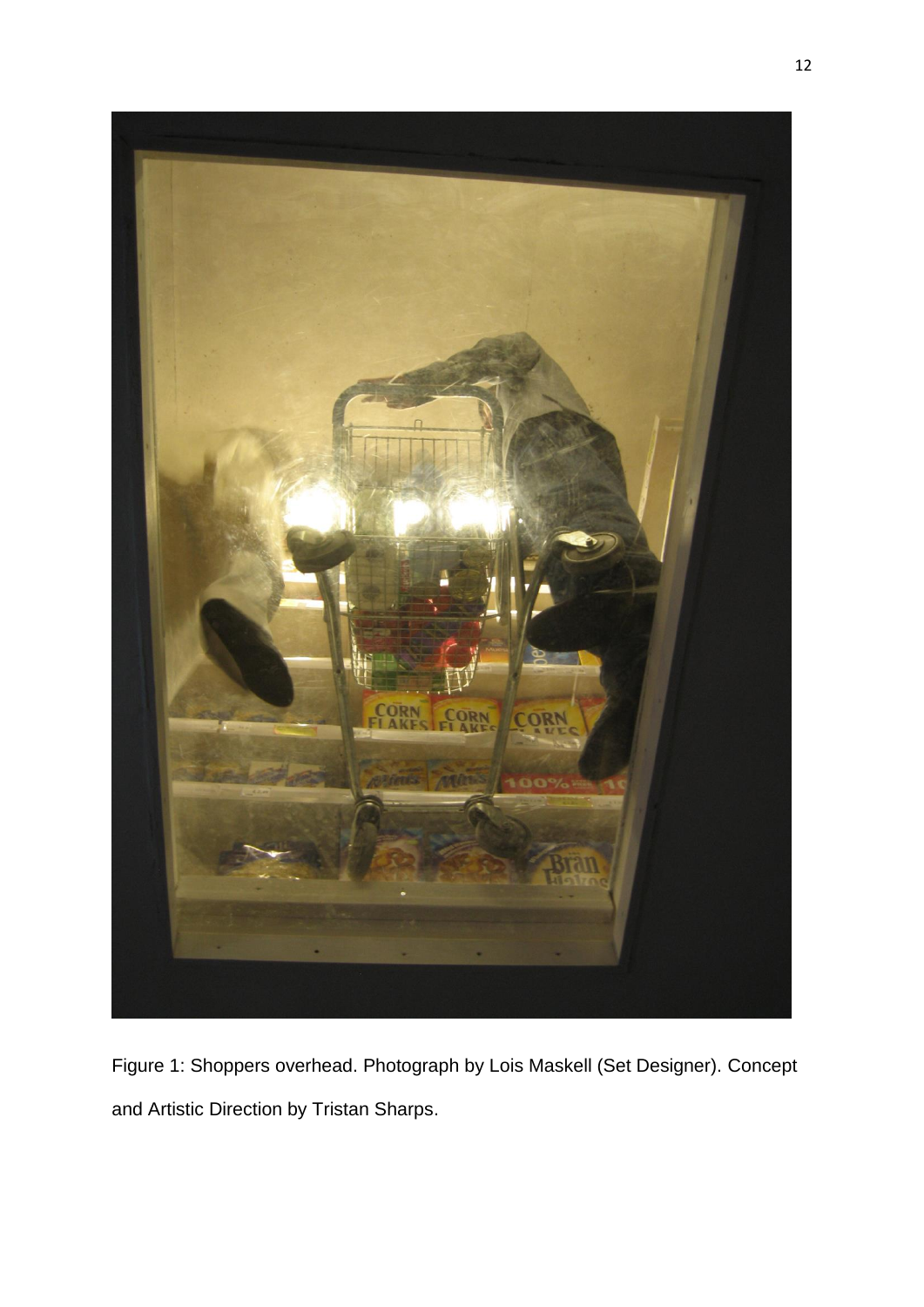Figure 1: Shoppers overhead. Photograph by Lois Maskell (Set Designer). Concept and Artistic Direction by Tristan Sharps.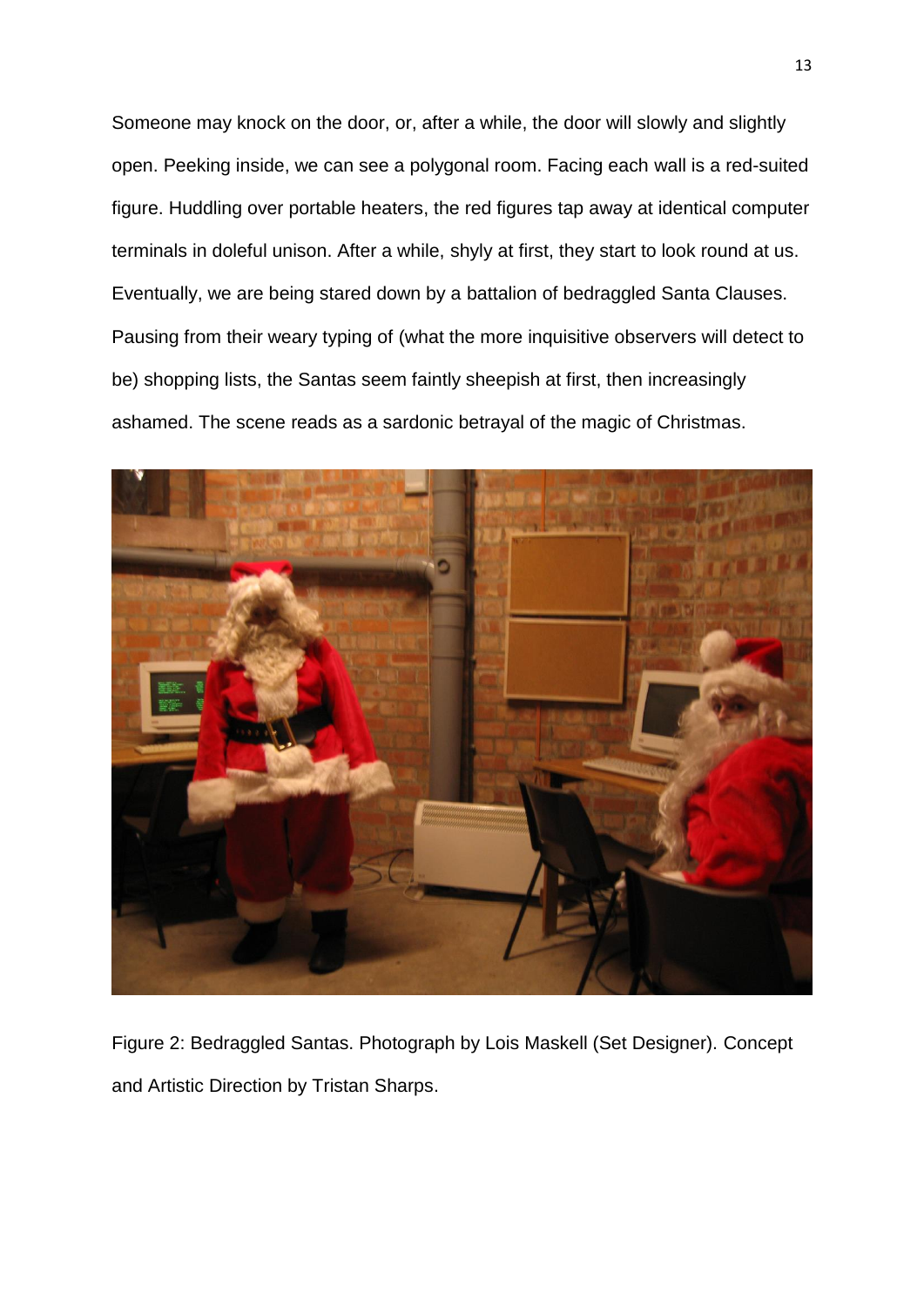Someone may knock on the door, or, after a while, the door will slowly and slightly open. Peeking inside, we can see a polygonal room. Facing each wall is a red-suited figure. Huddling over portable heaters, the red figures tap away at identical computer terminals in doleful unison. After a while, shyly at first, they start to look round at us. Eventually, we are being stared down by a battalion of bedraggled Santa Clauses. Pausing from their weary typing of (what the more inquisitive observers will detect to be) shopping lists, the Santas seem faintly sheepish at first, then increasingly ashamed. The scene reads as a sardonic betrayal of the magic of Christmas.

Figure 2: Bedraggled Santas. Photograph by Lois Maskell (Set Designer). Concept and Artistic Direction by Tristan Sharps.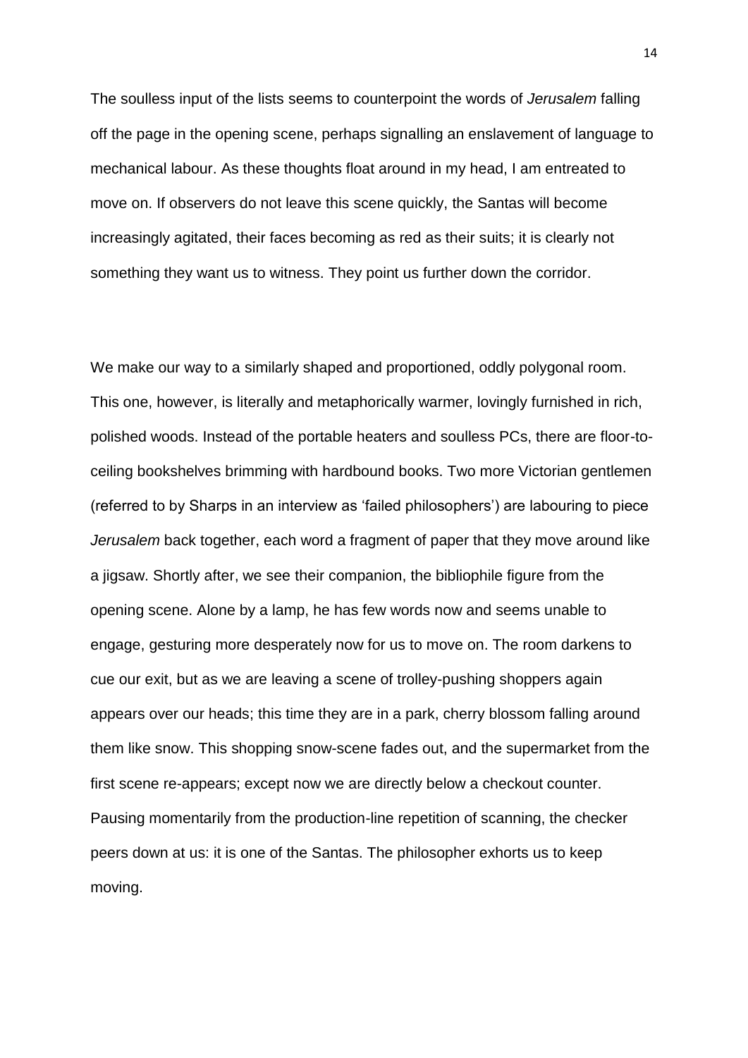The soulless input of the lists seems to counterpoint the words of *Jerusalem* falling off the page in the opening scene, perhaps signalling an enslavement of language to mechanical labour. As these thoughts float around in my head, I am entreated to move on. If observers do not leave this scene quickly, the Santas will become increasingly agitated, their faces becoming as red as their suits; it is clearly not something they want us to witness. They point us further down the corridor.

We make our way to a similarly shaped and proportioned, oddly polygonal room. This one, however, is literally and metaphorically warmer, lovingly furnished in rich, polished woods. Instead of the portable heaters and soulless PCs, there are floor-to-ceiling bookshelves brimming with hardbound books. Two more Victorian gentlemen (referred to by Sharps in an interview as 'failed philosophers') are labouring to piece *Jerusalem* back together, each word a fragment of paper that they move around like a jigsaw. Shortly after, we see their companion, the bibliophile figure from the opening scene. Alone by a lamp, he has few words now and seems unable to engage, gesturing more desperately now for us to move on. The room darkens to cue our exit, but as we are leaving a scene of trolley-pushing shoppers again appears over our heads; this time they are in a park, cherry blossom falling around them like snow. This shopping snow-scene fades out, and the supermarket from the first scene re-appears; except now we are directly below a checkout counter. Pausing momentarily from the production-line repetition of scanning, the checker peers down at us: it is one of the Santas. The philosopher exhorts us to keep moving.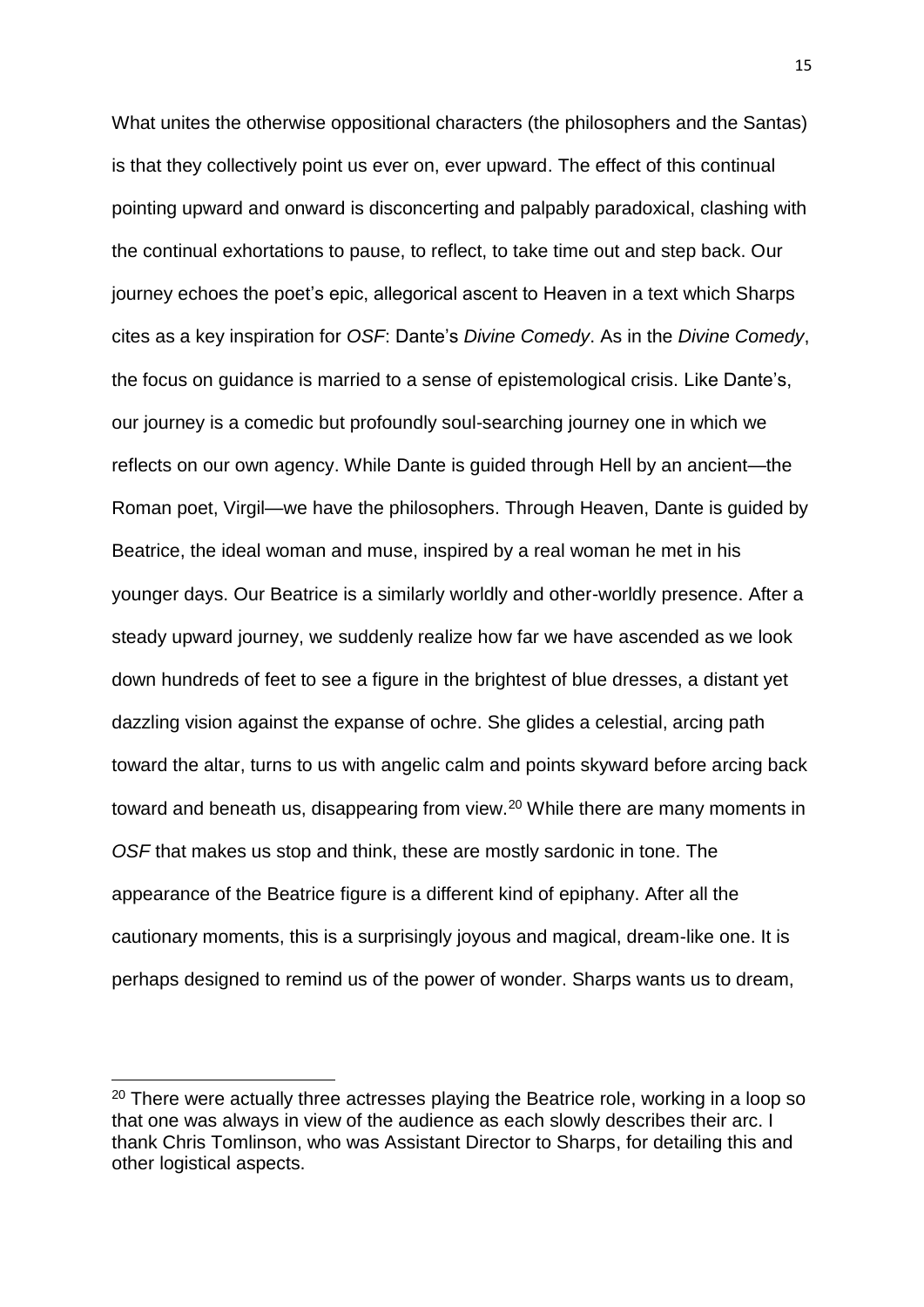What unites the otherwise oppositional characters (the philosophers and the Santas) is that they collectively point us ever on, ever upward. The effect of this continual pointing upward and onward is disconcerting and palpably paradoxical, clashing with the continual exhortations to pause, to reflect, to take time out and step back. Our journey echoes the poet's epic, allegorical ascent to Heaven in a text which Sharps cites as a key inspiration for *OSF*: Dante's *Divine Comedy*. As in the *Divine Comedy*, the focus on guidance is married to a sense of epistemological crisis. Like Dante's, our journey is a comedic but profoundly soul-searching journey one in which we reflects on our own agency. While Dante is guided through Hell by an ancient—the Roman poet, Virgil—we have the philosophers. Through Heaven, Dante is guided by Beatrice, the ideal woman and muse, inspired by a real woman he met in his younger days. Our Beatrice is a similarly worldly and other-worldly presence. After a steady upward journey, we suddenly realize how far we have ascended as we look down hundreds of feet to see a figure in the brightest of blue dresses, a distant yet dazzling vision against the expanse of ochre. She glides a celestial, arcing path toward the altar, turns to us with angelic calm and points skyward before arcing back toward and beneath us, disappearing from view.[20] While there are many moments in *OSF* that makes us stop and think, these are mostly sardonic in tone. The appearance of the Beatrice figure is a different kind of epiphany. After all the cautionary moments, this is a surprisingly joyous and magical, dream-like one. It is perhaps designed to remind us of the power of wonder. Sharps wants us to dream,

[20] There were actually three actresses playing the Beatrice role, working in a loop so that one was always in view of the audience as each slowly describes their arc. I thank Chris Tomlinson, who was Assistant Director to Sharps, for detailing this and other logistical aspects.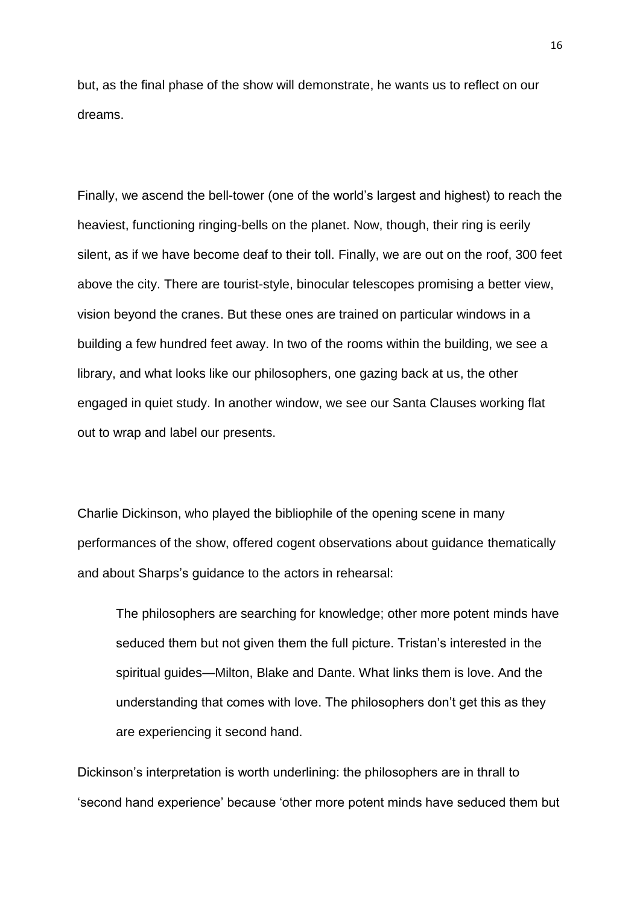but, as the final phase of the show will demonstrate, he wants us to reflect on our dreams.

Finally, we ascend the bell-tower (one of the world's largest and highest) to reach the heaviest, functioning ringing-bells on the planet. Now, though, their ring is eerily silent, as if we have become deaf to their toll. Finally, we are out on the roof, 300 feet above the city. There are tourist-style, binocular telescopes promising a better view, vision beyond the cranes. But these ones are trained on particular windows in a building a few hundred feet away. In two of the rooms within the building, we see a library, and what looks like our philosophers, one gazing back at us, the other engaged in quiet study. In another window, we see our Santa Clauses working flat out to wrap and label our presents.

Charlie Dickinson, who played the bibliophile of the opening scene in many performances of the show, offered cogent observations about guidance thematically and about Sharps's guidance to the actors in rehearsal:

> The philosophers are searching for knowledge; other more potent minds have seduced them but not given them the full picture. Tristan's interested in the spiritual guides—Milton, Blake and Dante. What links them is love. And the understanding that comes with love. The philosophers don't get this as they are experiencing it second hand.

Dickinson's interpretation is worth underlining: the philosophers are in thrall to 'second hand experience' because 'other more potent minds have seduced them but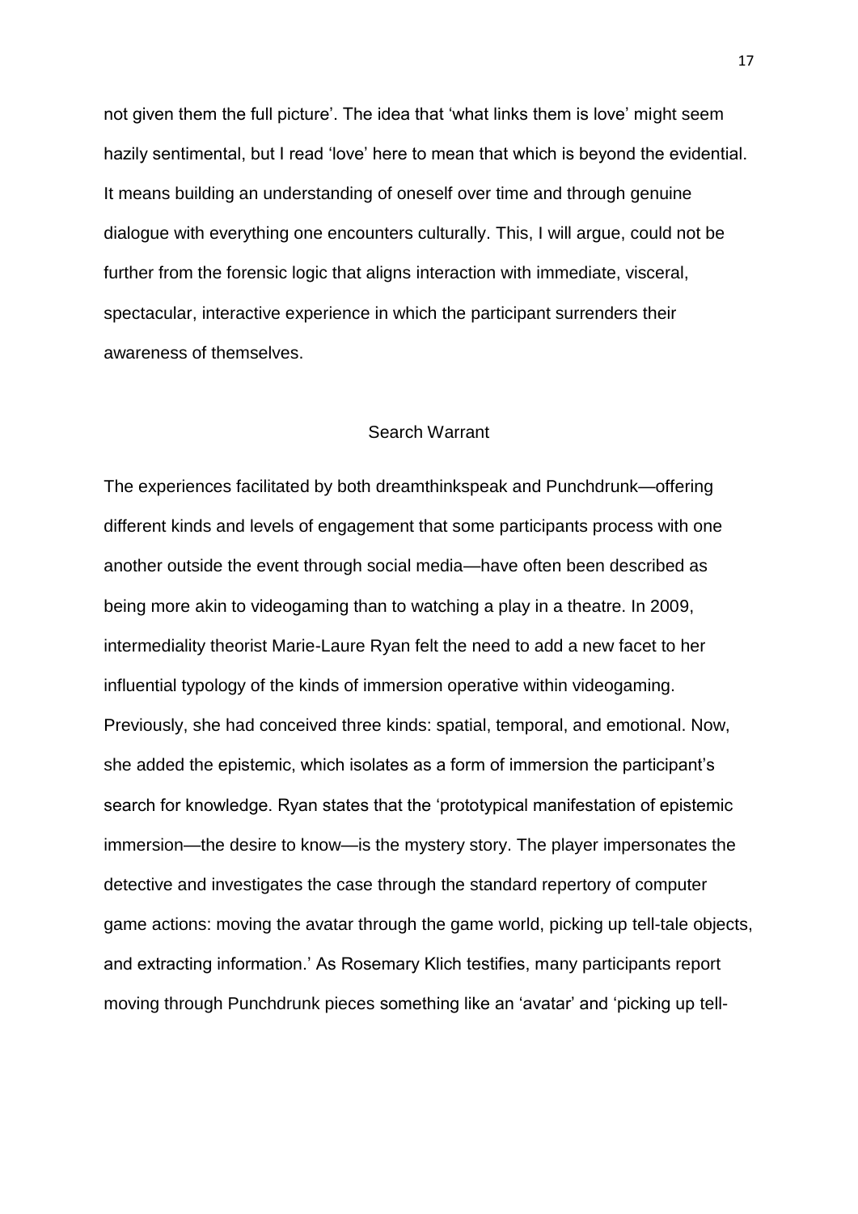not given them the full picture'. The idea that 'what links them is love' might seem hazily sentimental, but I read 'love' here to mean that which is beyond the evidential. It means building an understanding of oneself over time and through genuine dialogue with everything one encounters culturally. This, I will argue, could not be further from the forensic logic that aligns interaction with immediate, visceral, spectacular, interactive experience in which the participant surrenders their awareness of themselves.

## Search Warrant

The experiences facilitated by both dreamthinkspeak and Punchdrunk—offering different kinds and levels of engagement that some participants process with one another outside the event through social media—have often been described as being more akin to videogaming than to watching a play in a theatre. In 2009, intermediality theorist Marie-Laure Ryan felt the need to add a new facet to her influential typology of the kinds of immersion operative within videogaming. Previously, she had conceived three kinds: spatial, temporal, and emotional. Now, she added the epistemic, which isolates as a form of immersion the participant's search for knowledge. Ryan states that the 'prototypical manifestation of epistemic immersion—the desire to know—is the mystery story. The player impersonates the detective and investigates the case through the standard repertory of computer game actions: moving the avatar through the game world, picking up tell-tale objects, and extracting information.' As Rosemary Klich testifies, many participants report moving through Punchdrunk pieces something like an 'avatar' and 'picking up tell-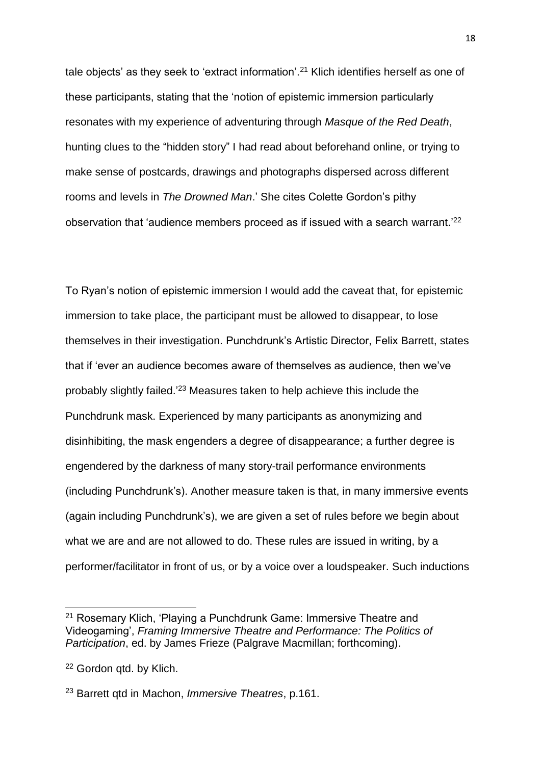tale objects' as they seek to 'extract information'.[21] Klich identifies herself as one of these participants, stating that the 'notion of epistemic immersion particularly resonates with my experience of adventuring through *Masque of the Red Death*, hunting clues to the "hidden story" I had read about beforehand online, or trying to make sense of postcards, drawings and photographs dispersed across different rooms and levels in *The Drowned Man*.' She cites Colette Gordon's pithy observation that 'audience members proceed as if issued with a search warrant.'[22]

To Ryan's notion of epistemic immersion I would add the caveat that, for epistemic immersion to take place, the participant must be allowed to disappear, to lose themselves in their investigation. Punchdrunk's Artistic Director, Felix Barrett, states that if 'ever an audience becomes aware of themselves as audience, then we've probably slightly failed.'[23] Measures taken to help achieve this include the Punchdrunk mask. Experienced by many participants as anonymizing and disinhibiting, the mask engenders a degree of disappearance; a further degree is engendered by the darkness of many story-trail performance environments (including Punchdrunk's). Another measure taken is that, in many immersive events (again including Punchdrunk's), we are given a set of rules before we begin about what we are and are not allowed to do. These rules are issued in writing, by a performer/facilitator in front of us, or by a voice over a loudspeaker. Such inductions

---

[21] Rosemary Klich, 'Playing a Punchdrunk Game: Immersive Theatre and Videogaming', *Framing Immersive Theatre and Performance: The Politics of Participation*, ed. by James Frieze (Palgrave Macmillan; forthcoming).

[22] Gordon qtd. by Klich.

[23] Barrett qtd in Machon, *Immersive Theatres*, p.161.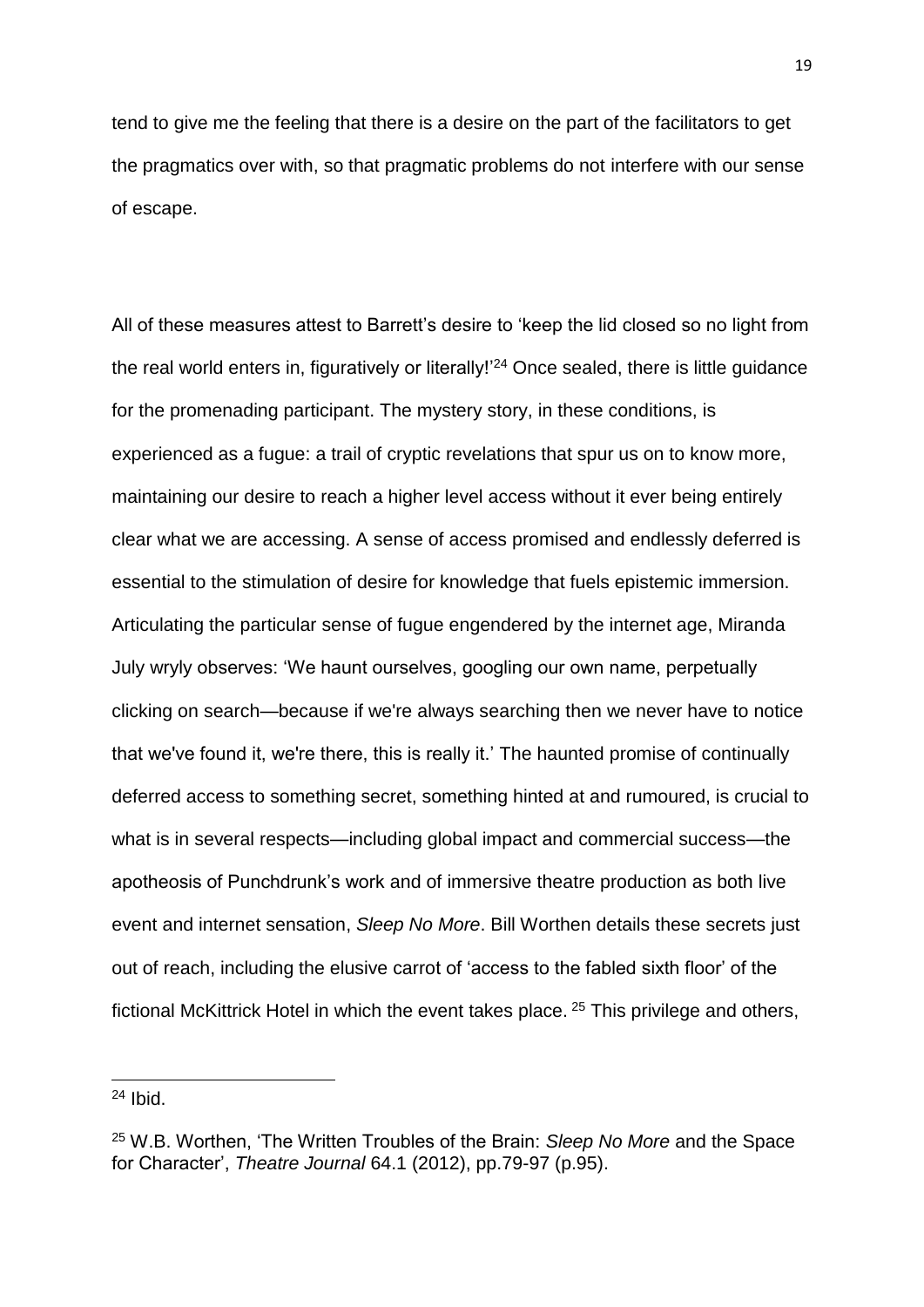tend to give me the feeling that there is a desire on the part of the facilitators to get the pragmatics over with, so that pragmatic problems do not interfere with our sense of escape.

All of these measures attest to Barrett's desire to 'keep the lid closed so no light from the real world enters in, figuratively or literally!'[24] Once sealed, there is little guidance for the promenading participant. The mystery story, in these conditions, is experienced as a fugue: a trail of cryptic revelations that spur us on to know more, maintaining our desire to reach a higher level access without it ever being entirely clear what we are accessing. A sense of access promised and endlessly deferred is essential to the stimulation of desire for knowledge that fuels epistemic immersion. Articulating the particular sense of fugue engendered by the internet age, Miranda July wryly observes: 'We haunt ourselves, googling our own name, perpetually clicking on search—because if we're always searching then we never have to notice that we've found it, we're there, this is really it.' The haunted promise of continually deferred access to something secret, something hinted at and rumoured, is crucial to what is in several respects—including global impact and commercial success—the apotheosis of Punchdrunk's work and of immersive theatre production as both live event and internet sensation, *Sleep No More*. Bill Worthen details these secrets just out of reach, including the elusive carrot of 'access to the fabled sixth floor' of the fictional McKittrick Hotel in which the event takes place.[25] This privilege and others,

---

[24] Ibid.

[25] W.B. Worthen, 'The Written Troubles of the Brain: *Sleep No More* and the Space for Character', *Theatre Journal* 64.1 (2012), pp.79-97 (p.95).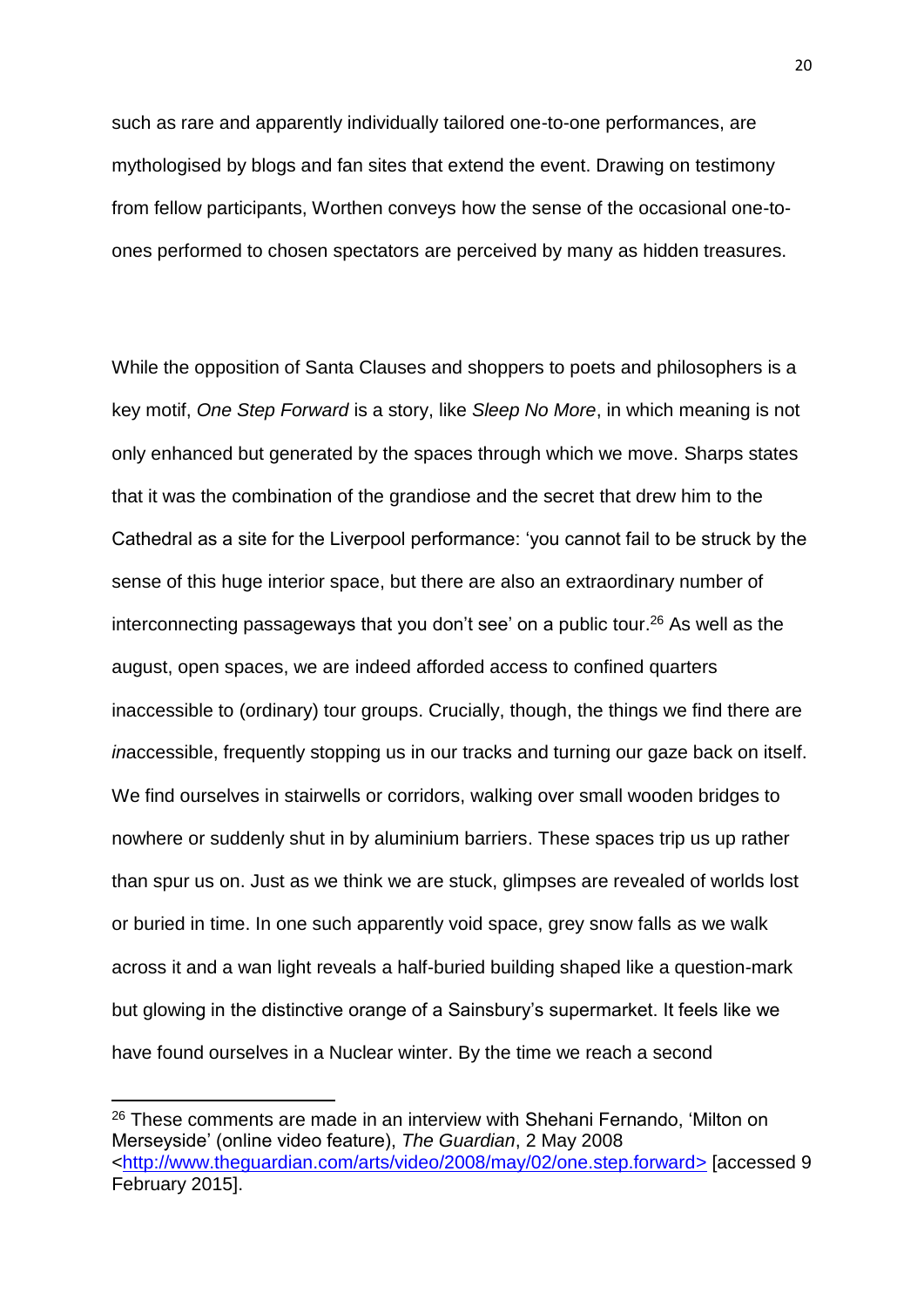such as rare and apparently individually tailored one-to-one performances, are mythologised by blogs and fan sites that extend the event. Drawing on testimony from fellow participants, Worthen conveys how the sense of the occasional one-to-ones performed to chosen spectators are perceived by many as hidden treasures.

While the opposition of Santa Clauses and shoppers to poets and philosophers is a key motif, *One Step Forward* is a story, like *Sleep No More*, in which meaning is not only enhanced but generated by the spaces through which we move. Sharps states that it was the combination of the grandiose and the secret that drew him to the Cathedral as a site for the Liverpool performance: 'you cannot fail to be struck by the sense of this huge interior space, but there are also an extraordinary number of interconnecting passageways that you don't see' on a public tour.[26] As well as the august, open spaces, we are indeed afforded access to confined quarters inaccessible to (ordinary) tour groups. Crucially, though, the things we find there are *in*accessible, frequently stopping us in our tracks and turning our gaze back on itself. We find ourselves in stairwells or corridors, walking over small wooden bridges to nowhere or suddenly shut in by aluminium barriers. These spaces trip us up rather than spur us on. Just as we think we are stuck, glimpses are revealed of worlds lost or buried in time. In one such apparently void space, grey snow falls as we walk across it and a wan light reveals a half-buried building shaped like a question-mark but glowing in the distinctive orange of a Sainsbury's supermarket. It feels like we have found ourselves in a Nuclear winter. By the time we reach a second

[26] These comments are made in an interview with Shehani Fernando, 'Milton on Merseyside' (online video feature), *The Guardian*, 2 May 2008 <http://www.theguardian.com/arts/video/2008/may/02/one.step.forward> [accessed 9 February 2015].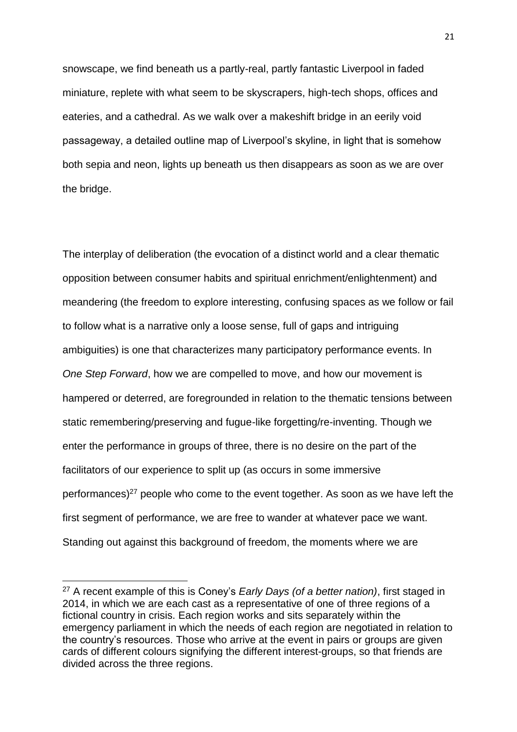snowscape, we find beneath us a partly-real, partly fantastic Liverpool in faded miniature, replete with what seem to be skyscrapers, high-tech shops, offices and eateries, and a cathedral. As we walk over a makeshift bridge in an eerily void passageway, a detailed outline map of Liverpool's skyline, in light that is somehow both sepia and neon, lights up beneath us then disappears as soon as we are over the bridge.

The interplay of deliberation (the evocation of a distinct world and a clear thematic opposition between consumer habits and spiritual enrichment/enlightenment) and meandering (the freedom to explore interesting, confusing spaces as we follow or fail to follow what is a narrative only a loose sense, full of gaps and intriguing ambiguities) is one that characterizes many participatory performance events. In *One Step Forward*, how we are compelled to move, and how our movement is hampered or deterred, are foregrounded in relation to the thematic tensions between static remembering/preserving and fugue-like forgetting/re-inventing. Though we enter the performance in groups of three, there is no desire on the part of the facilitators of our experience to split up (as occurs in some immersive performances)[27] people who come to the event together. As soon as we have left the first segment of performance, we are free to wander at whatever pace we want. Standing out against this background of freedom, the moments where we are

[27] A recent example of this is Coney's *Early Days (of a better nation)*, first staged in 2014, in which we are each cast as a representative of one of three regions of a fictional country in crisis. Each region works and sits separately within the emergency parliament in which the needs of each region are negotiated in relation to the country's resources. Those who arrive at the event in pairs or groups are given cards of different colours signifying the different interest-groups, so that friends are divided across the three regions.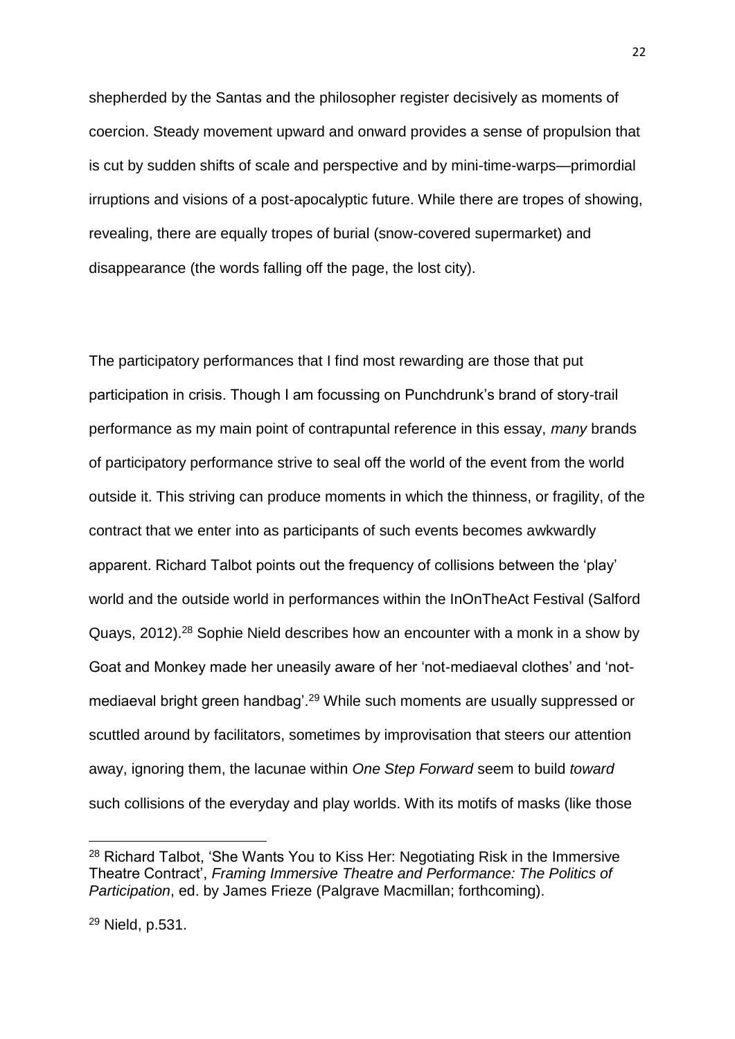shepherded by the Santas and the philosopher register decisively as moments of coercion. Steady movement upward and onward provides a sense of propulsion that is cut by sudden shifts of scale and perspective and by mini-time-warps—primordial irruptions and visions of a post-apocalyptic future. While there are tropes of showing, revealing, there are equally tropes of burial (snow-covered supermarket) and disappearance (the words falling off the page, the lost city).

The participatory performances that I find most rewarding are those that put participation in crisis. Though I am focussing on Punchdrunk's brand of story-trail performance as my main point of contrapuntal reference in this essay, *many* brands of participatory performance strive to seal off the world of the event from the world outside it. This striving can produce moments in which the thinness, or fragility, of the contract that we enter into as participants of such events becomes awkwardly apparent. Richard Talbot points out the frequency of collisions between the 'play' world and the outside world in performances within the InOnTheAct Festival (Salford Quays, 2012).[28] Sophie Nield describes how an encounter with a monk in a show by Goat and Monkey made her uneasily aware of her 'not-mediaeval clothes' and 'not-mediaeval bright green handbag'.[29] While such moments are usually suppressed or scuttled around by facilitators, sometimes by improvisation that steers our attention away, ignoring them, the lacunae within *One Step Forward* seem to build *toward* such collisions of the everyday and play worlds. With its motifs of masks (like those

---

[28] Richard Talbot, 'She Wants You to Kiss Her: Negotiating Risk in the Immersive Theatre Contract', *Framing Immersive Theatre and Performance: The Politics of Participation*, ed. by James Frieze (Palgrave Macmillan; forthcoming).

[29] Nield, p.531.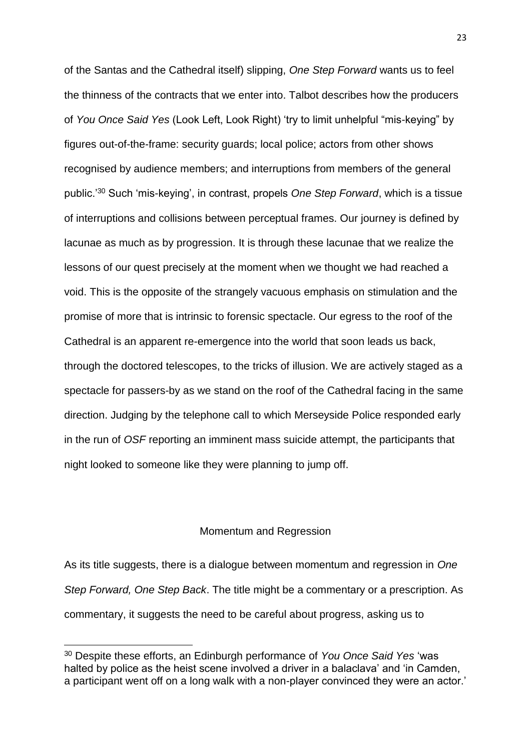of the Santas and the Cathedral itself) slipping, *One Step Forward* wants us to feel the thinness of the contracts that we enter into. Talbot describes how the producers of *You Once Said Yes* (Look Left, Look Right) 'try to limit unhelpful "mis-keying" by figures out-of-the-frame: security guards; local police; actors from other shows recognised by audience members; and interruptions from members of the general public.'[30] Such 'mis-keying', in contrast, propels *One Step Forward*, which is a tissue of interruptions and collisions between perceptual frames. Our journey is defined by lacunae as much as by progression. It is through these lacunae that we realize the lessons of our quest precisely at the moment when we thought we had reached a void. This is the opposite of the strangely vacuous emphasis on stimulation and the promise of more that is intrinsic to forensic spectacle. Our egress to the roof of the Cathedral is an apparent re-emergence into the world that soon leads us back, through the doctored telescopes, to the tricks of illusion. We are actively staged as a spectacle for passers-by as we stand on the roof of the Cathedral facing in the same direction. Judging by the telephone call to which Merseyside Police responded early in the run of *OSF* reporting an imminent mass suicide attempt, the participants that night looked to someone like they were planning to jump off.

## Momentum and Regression

As its title suggests, there is a dialogue between momentum and regression in *One Step Forward, One Step Back*. The title might be a commentary or a prescription. As commentary, it suggests the need to be careful about progress, asking us to

[30] Despite these efforts, an Edinburgh performance of *You Once Said Yes* 'was halted by police as the heist scene involved a driver in a balaclava' and 'in Camden, a participant went off on a long walk with a non-player convinced they were an actor.'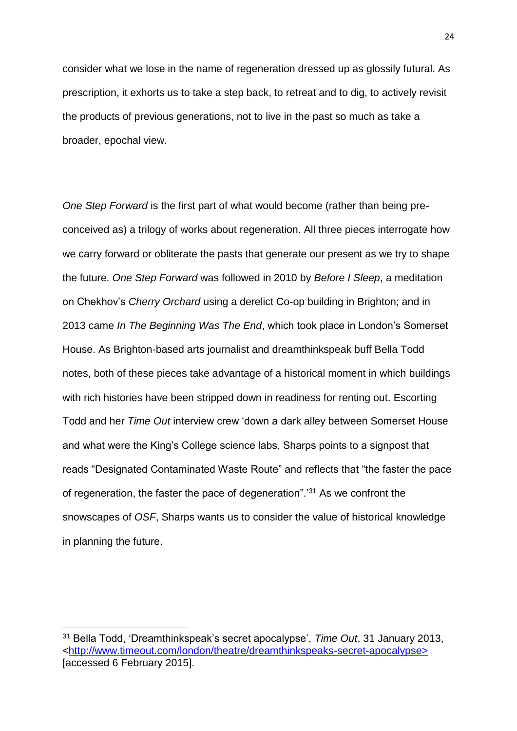consider what we lose in the name of regeneration dressed up as glossily futural. As prescription, it exhorts us to take a step back, to retreat and to dig, to actively revisit the products of previous generations, not to live in the past so much as take a broader, epochal view.

*One Step Forward* is the first part of what would become (rather than being pre-conceived as) a trilogy of works about regeneration. All three pieces interrogate how we carry forward or obliterate the pasts that generate our present as we try to shape the future. *One Step Forward* was followed in 2010 by *Before I Sleep*, a meditation on Chekhov's *Cherry Orchard* using a derelict Co-op building in Brighton; and in 2013 came *In The Beginning Was The End*, which took place in London's Somerset House. As Brighton-based arts journalist and dreamthinkspeak buff Bella Todd notes, both of these pieces take advantage of a historical moment in which buildings with rich histories have been stripped down in readiness for renting out. Escorting Todd and her *Time Out* interview crew 'down a dark alley between Somerset House and what were the King's College science labs, Sharps points to a signpost that reads "Designated Contaminated Waste Route" and reflects that "the faster the pace of regeneration, the faster the pace of degeneration".'[31] As we confront the snowscapes of *OSF*, Sharps wants us to consider the value of historical knowledge in planning the future.

---

[31] Bella Todd, 'Dreamthinkspeak's secret apocalypse', *Time Out*, 31 January 2013, <http://www.timeout.com/london/theatre/dreamthinkspeaks-secret-apocalypse> [accessed 6 February 2015].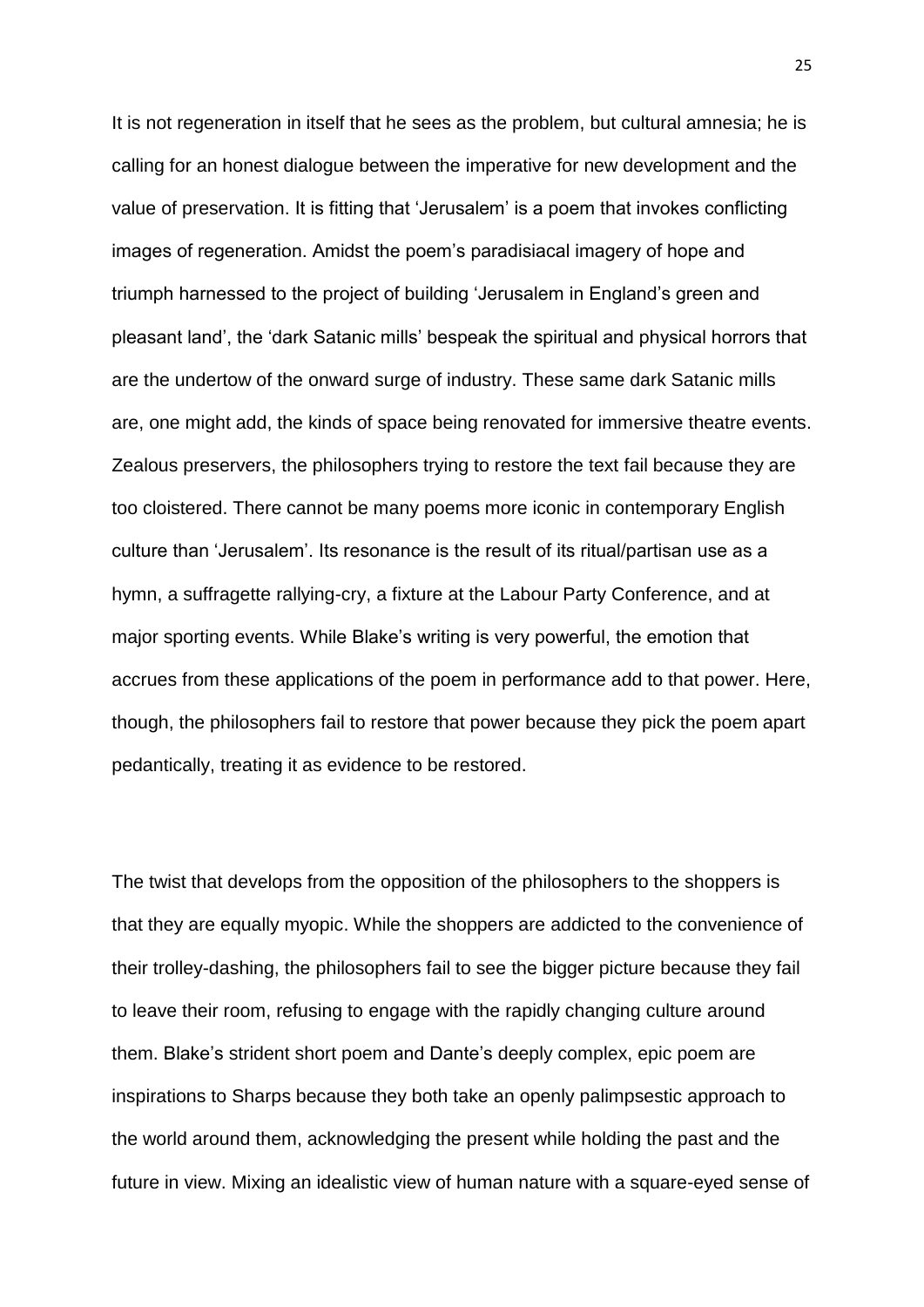It is not regeneration in itself that he sees as the problem, but cultural amnesia; he is calling for an honest dialogue between the imperative for new development and the value of preservation. It is fitting that 'Jerusalem' is a poem that invokes conflicting images of regeneration. Amidst the poem's paradisiacal imagery of hope and triumph harnessed to the project of building 'Jerusalem in England's green and pleasant land', the 'dark Satanic mills' bespeak the spiritual and physical horrors that are the undertow of the onward surge of industry. These same dark Satanic mills are, one might add, the kinds of space being renovated for immersive theatre events. Zealous preservers, the philosophers trying to restore the text fail because they are too cloistered. There cannot be many poems more iconic in contemporary English culture than 'Jerusalem'. Its resonance is the result of its ritual/partisan use as a hymn, a suffragette rallying-cry, a fixture at the Labour Party Conference, and at major sporting events. While Blake's writing is very powerful, the emotion that accrues from these applications of the poem in performance add to that power. Here, though, the philosophers fail to restore that power because they pick the poem apart pedantically, treating it as evidence to be restored.

The twist that develops from the opposition of the philosophers to the shoppers is that they are equally myopic. While the shoppers are addicted to the convenience of their trolley-dashing, the philosophers fail to see the bigger picture because they fail to leave their room, refusing to engage with the rapidly changing culture around them. Blake's strident short poem and Dante's deeply complex, epic poem are inspirations to Sharps because they both take an openly palimpsestic approach to the world around them, acknowledging the present while holding the past and the future in view. Mixing an idealistic view of human nature with a square-eyed sense of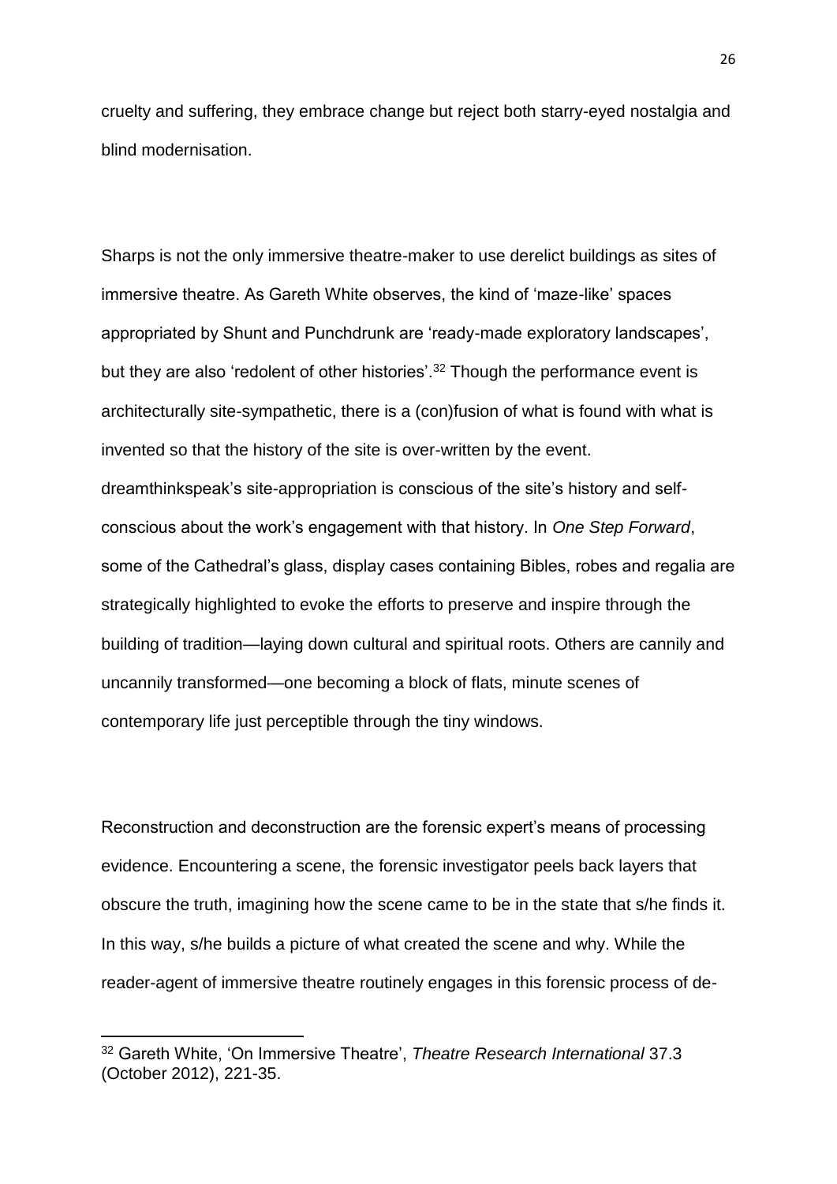cruelty and suffering, they embrace change but reject both starry-eyed nostalgia and blind modernisation.

Sharps is not the only immersive theatre-maker to use derelict buildings as sites of immersive theatre. As Gareth White observes, the kind of 'maze-like' spaces appropriated by Shunt and Punchdrunk are 'ready-made exploratory landscapes', but they are also 'redolent of other histories'.[32] Though the performance event is architecturally site-sympathetic, there is a (con)fusion of what is found with what is invented so that the history of the site is over-written by the event. dreamthinkspeak's site-appropriation is conscious of the site's history and self-conscious about the work's engagement with that history. In *One Step Forward*, some of the Cathedral's glass, display cases containing Bibles, robes and regalia are strategically highlighted to evoke the efforts to preserve and inspire through the building of tradition—laying down cultural and spiritual roots. Others are cannily and uncannily transformed—one becoming a block of flats, minute scenes of contemporary life just perceptible through the tiny windows.

Reconstruction and deconstruction are the forensic expert's means of processing evidence. Encountering a scene, the forensic investigator peels back layers that obscure the truth, imagining how the scene came to be in the state that s/he finds it. In this way, s/he builds a picture of what created the scene and why. While the reader-agent of immersive theatre routinely engages in this forensic process of de-

[32] Gareth White, 'On Immersive Theatre', *Theatre Research International* 37.3 (October 2012), 221-35.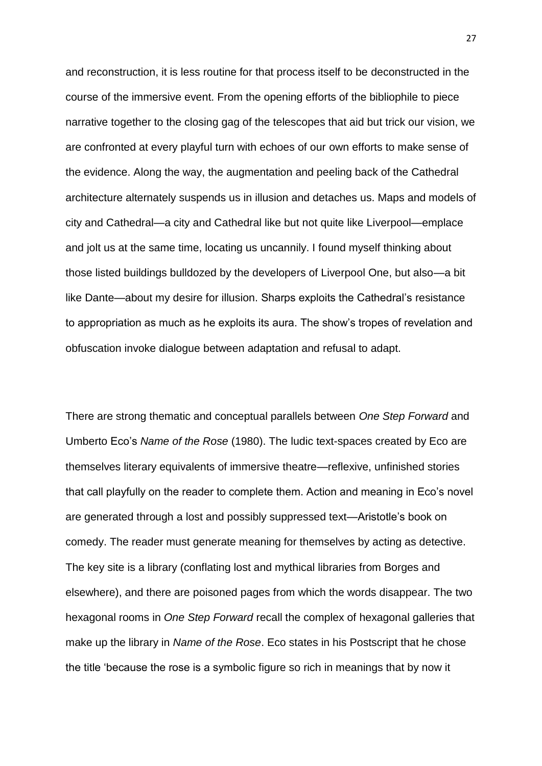and reconstruction, it is less routine for that process itself to be deconstructed in the course of the immersive event. From the opening efforts of the bibliophile to piece narrative together to the closing gag of the telescopes that aid but trick our vision, we are confronted at every playful turn with echoes of our own efforts to make sense of the evidence. Along the way, the augmentation and peeling back of the Cathedral architecture alternately suspends us in illusion and detaches us. Maps and models of city and Cathedral—a city and Cathedral like but not quite like Liverpool—emplace and jolt us at the same time, locating us uncannily. I found myself thinking about those listed buildings bulldozed by the developers of Liverpool One, but also—a bit like Dante—about my desire for illusion. Sharps exploits the Cathedral's resistance to appropriation as much as he exploits its aura. The show's tropes of revelation and obfuscation invoke dialogue between adaptation and refusal to adapt.

There are strong thematic and conceptual parallels between *One Step Forward* and Umberto Eco's *Name of the Rose* (1980). The ludic text-spaces created by Eco are themselves literary equivalents of immersive theatre—reflexive, unfinished stories that call playfully on the reader to complete them. Action and meaning in Eco's novel are generated through a lost and possibly suppressed text—Aristotle's book on comedy. The reader must generate meaning for themselves by acting as detective. The key site is a library (conflating lost and mythical libraries from Borges and elsewhere), and there are poisoned pages from which the words disappear. The two hexagonal rooms in *One Step Forward* recall the complex of hexagonal galleries that make up the library in *Name of the Rose*. Eco states in his Postscript that he chose the title 'because the rose is a symbolic figure so rich in meanings that by now it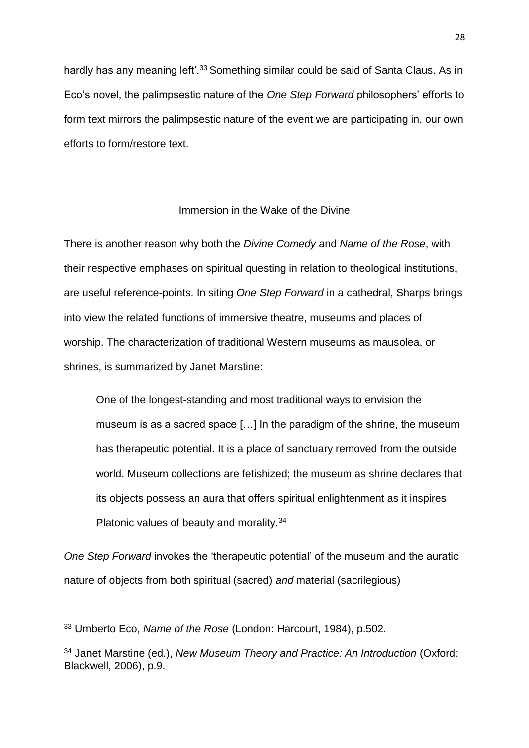hardly has any meaning left'.[33] Something similar could be said of Santa Claus. As in Eco's novel, the palimpsestic nature of the *One Step Forward* philosophers' efforts to form text mirrors the palimpsestic nature of the event we are participating in, our own efforts to form/restore text.

## Immersion in the Wake of the Divine

There is another reason why both the *Divine Comedy* and *Name of the Rose*, with their respective emphases on spiritual questing in relation to theological institutions, are useful reference-points. In siting *One Step Forward* in a cathedral, Sharps brings into view the related functions of immersive theatre, museums and places of worship. The characterization of traditional Western museums as mausolea, or shrines, is summarized by Janet Marstine:

> One of the longest-standing and most traditional ways to envision the museum is as a sacred space […] In the paradigm of the shrine, the museum has therapeutic potential. It is a place of sanctuary removed from the outside world. Museum collections are fetishized; the museum as shrine declares that its objects possess an aura that offers spiritual enlightenment as it inspires Platonic values of beauty and morality.[34]

*One Step Forward* invokes the 'therapeutic potential' of the museum and the auratic nature of objects from both spiritual (sacred) *and* material (sacrilegious)

---

[33] Umberto Eco, *Name of the Rose* (London: Harcourt, 1984), p.502.

[34] Janet Marstine (ed.), *New Museum Theory and Practice: An Introduction* (Oxford: Blackwell, 2006), p.9.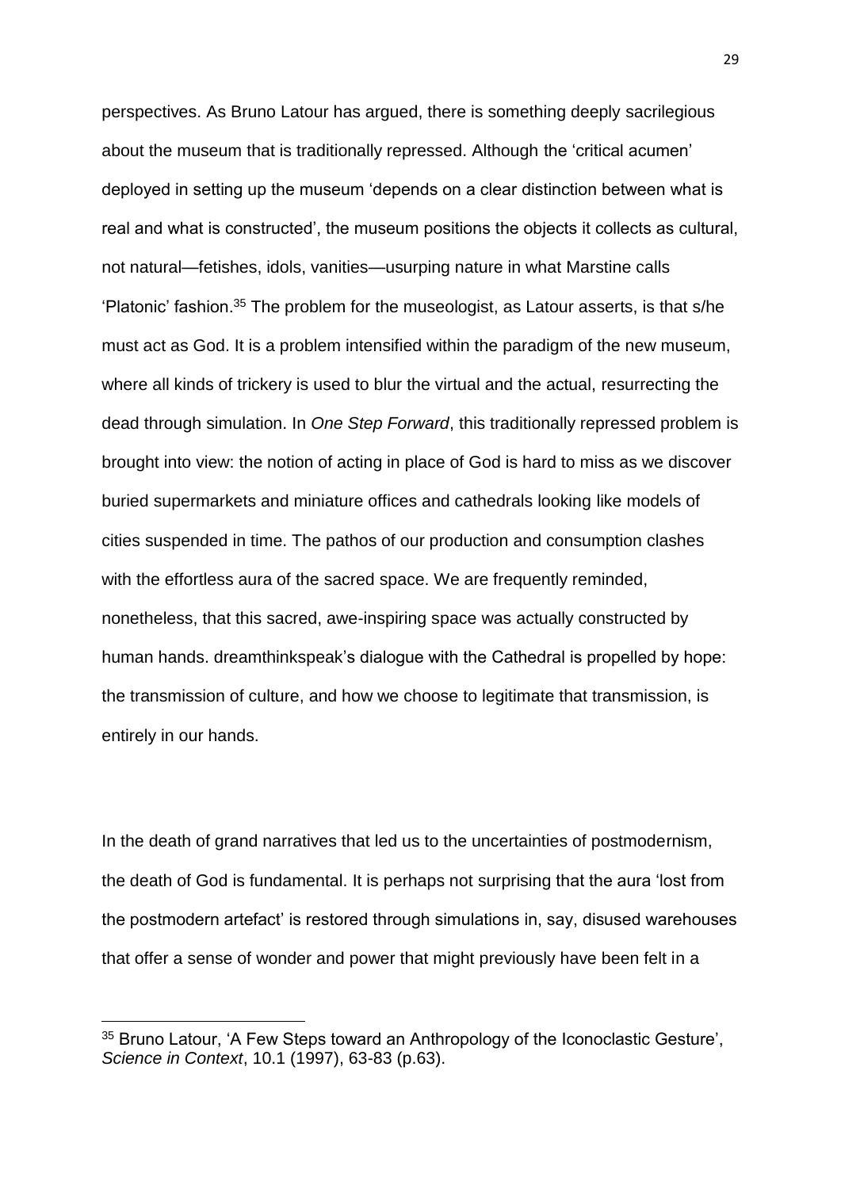perspectives. As Bruno Latour has argued, there is something deeply sacrilegious about the museum that is traditionally repressed. Although the 'critical acumen' deployed in setting up the museum 'depends on a clear distinction between what is real and what is constructed', the museum positions the objects it collects as cultural, not natural—fetishes, idols, vanities—usurping nature in what Marstine calls 'Platonic' fashion.[35] The problem for the museologist, as Latour asserts, is that s/he must act as God. It is a problem intensified within the paradigm of the new museum, where all kinds of trickery is used to blur the virtual and the actual, resurrecting the dead through simulation. In *One Step Forward*, this traditionally repressed problem is brought into view: the notion of acting in place of God is hard to miss as we discover buried supermarkets and miniature offices and cathedrals looking like models of cities suspended in time. The pathos of our production and consumption clashes with the effortless aura of the sacred space. We are frequently reminded, nonetheless, that this sacred, awe-inspiring space was actually constructed by human hands. dreamthinkspeak's dialogue with the Cathedral is propelled by hope: the transmission of culture, and how we choose to legitimate that transmission, is entirely in our hands.

In the death of grand narratives that led us to the uncertainties of postmodernism, the death of God is fundamental. It is perhaps not surprising that the aura 'lost from the postmodern artefact' is restored through simulations in, say, disused warehouses that offer a sense of wonder and power that might previously have been felt in a

---

[35] Bruno Latour, 'A Few Steps toward an Anthropology of the Iconoclastic Gesture', *Science in Context*, 10.1 (1997), 63-83 (p.63).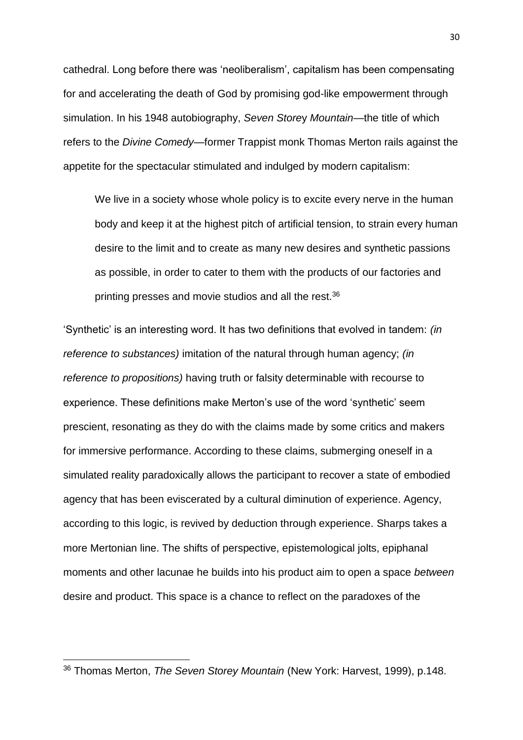cathedral. Long before there was 'neoliberalism', capitalism has been compensating for and accelerating the death of God by promising god-like empowerment through simulation. In his 1948 autobiography, *Seven Storey Mountain*—the title of which refers to the *Divine Comedy*—former Trappist monk Thomas Merton rails against the appetite for the spectacular stimulated and indulged by modern capitalism:

> We live in a society whose whole policy is to excite every nerve in the human body and keep it at the highest pitch of artificial tension, to strain every human desire to the limit and to create as many new desires and synthetic passions as possible, in order to cater to them with the products of our factories and printing presses and movie studios and all the rest.[36]

'Synthetic' is an interesting word. It has two definitions that evolved in tandem: *(in reference to substances)* imitation of the natural through human agency; *(in reference to propositions)* having truth or falsity determinable with recourse to experience. These definitions make Merton's use of the word 'synthetic' seem prescient, resonating as they do with the claims made by some critics and makers for immersive performance. According to these claims, submerging oneself in a simulated reality paradoxically allows the participant to recover a state of embodied agency that has been eviscerated by a cultural diminution of experience. Agency, according to this logic, is revived by deduction through experience. Sharps takes a more Mertonian line. The shifts of perspective, epistemological jolts, epiphanal moments and other lacunae he builds into his product aim to open a space *between* desire and product. This space is a chance to reflect on the paradoxes of the

---

[36] Thomas Merton, *The Seven Storey Mountain* (New York: Harvest, 1999), p.148.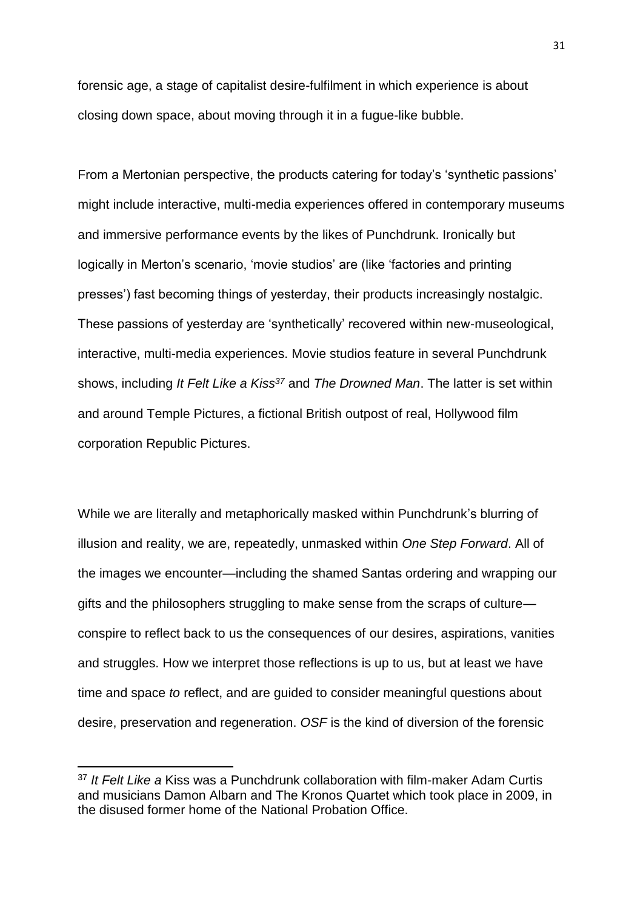forensic age, a stage of capitalist desire-fulfilment in which experience is about closing down space, about moving through it in a fugue-like bubble.

From a Mertonian perspective, the products catering for today's 'synthetic passions' might include interactive, multi-media experiences offered in contemporary museums and immersive performance events by the likes of Punchdrunk. Ironically but logically in Merton's scenario, 'movie studios' are (like 'factories and printing presses') fast becoming things of yesterday, their products increasingly nostalgic. These passions of yesterday are 'synthetically' recovered within new-museological, interactive, multi-media experiences. Movie studios feature in several Punchdrunk shows, including *It Felt Like a Kiss*[37] and *The Drowned Man*. The latter is set within and around Temple Pictures, a fictional British outpost of real, Hollywood film corporation Republic Pictures.

While we are literally and metaphorically masked within Punchdrunk's blurring of illusion and reality, we are, repeatedly, unmasked within *One Step Forward*. All of the images we encounter—including the shamed Santas ordering and wrapping our gifts and the philosophers struggling to make sense from the scraps of culture—conspire to reflect back to us the consequences of our desires, aspirations, vanities and struggles. How we interpret those reflections is up to us, but at least we have time and space *to* reflect, and are guided to consider meaningful questions about desire, preservation and regeneration. *OSF* is the kind of diversion of the forensic

[37] *It Felt Like a* Kiss was a Punchdrunk collaboration with film-maker Adam Curtis and musicians Damon Albarn and The Kronos Quartet which took place in 2009, in the disused former home of the National Probation Office.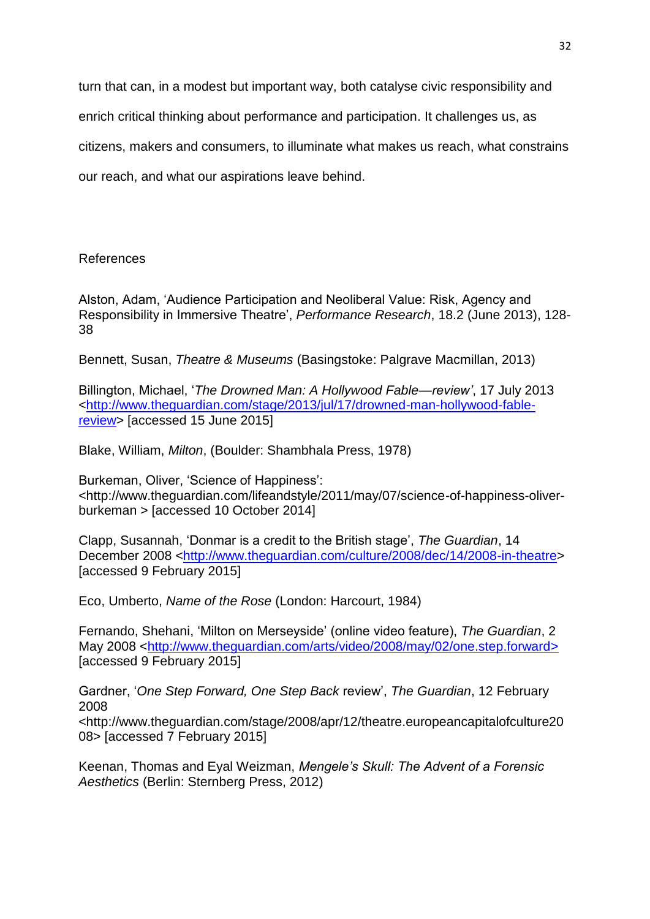turn that can, in a modest but important way, both catalyse civic responsibility and enrich critical thinking about performance and participation. It challenges us, as citizens, makers and consumers, to illuminate what makes us reach, what constrains our reach, and what our aspirations leave behind.

## References

Alston, Adam, 'Audience Participation and Neoliberal Value: Risk, Agency and Responsibility in Immersive Theatre', *Performance Research*, 18.2 (June 2013), 128-38

Bennett, Susan, *Theatre & Museums* (Basingstoke: Palgrave Macmillan, 2013)

Billington, Michael, '*The Drowned Man: A Hollywood Fable—review*', 17 July 2013 <http://www.theguardian.com/stage/2013/jul/17/drowned-man-hollywood-fable-review> [accessed 15 June 2015]

Blake, William, *Milton*, (Boulder: Shambhala Press, 1978)

Burkeman, Oliver, 'Science of Happiness': <http://www.theguardian.com/lifeandstyle/2011/may/07/science-of-happiness-oliver-burkeman > [accessed 10 October 2014]

Clapp, Susannah, 'Donmar is a credit to the British stage', *The Guardian*, 14 December 2008 <http://www.theguardian.com/culture/2008/dec/14/2008-in-theatre> [accessed 9 February 2015]

Eco, Umberto, *Name of the Rose* (London: Harcourt, 1984)

Fernando, Shehani, 'Milton on Merseyside' (online video feature), *The Guardian*, 2 May 2008 <http://www.theguardian.com/arts/video/2008/may/02/one.step.forward> [accessed 9 February 2015]

Gardner, '*One Step Forward, One Step Back* review', *The Guardian*, 12 February 2008 <http://www.theguardian.com/stage/2008/apr/12/theatre.europeancapitalofculture2008> [accessed 7 February 2015]

Keenan, Thomas and Eyal Weizman, *Mengele's Skull: The Advent of a Forensic Aesthetics* (Berlin: Sternberg Press, 2012)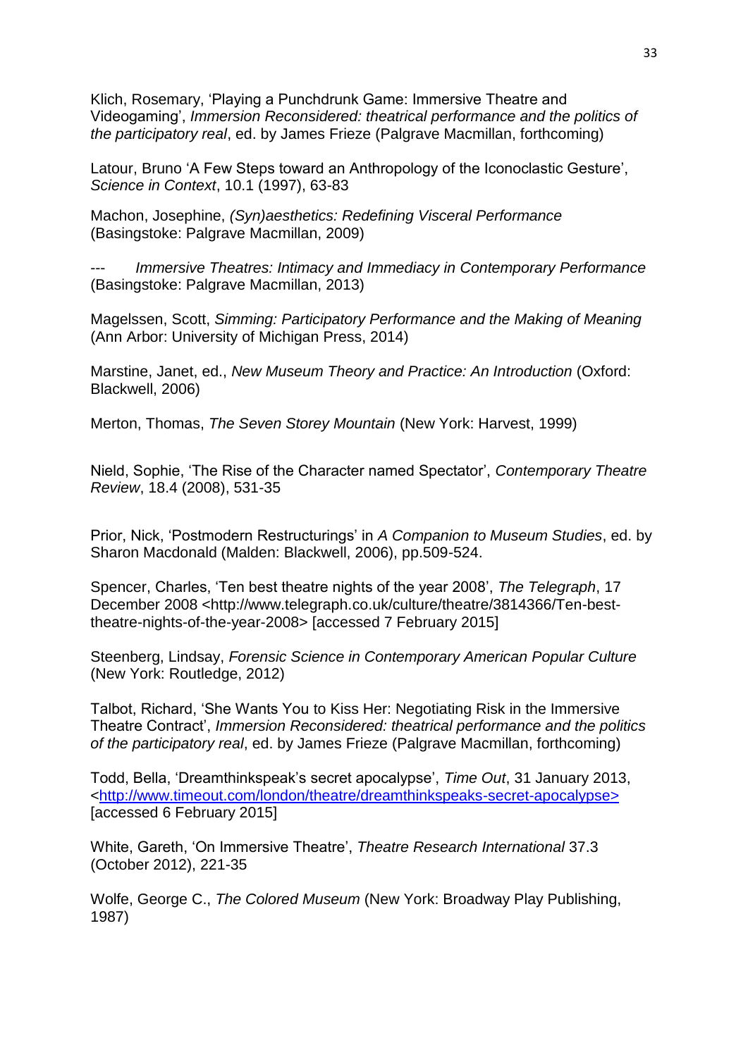Klich, Rosemary, 'Playing a Punchdrunk Game: Immersive Theatre and Videogaming', *Immersion Reconsidered: theatrical performance and the politics of the participatory real*, ed. by James Frieze (Palgrave Macmillan, forthcoming)

Latour, Bruno 'A Few Steps toward an Anthropology of the Iconoclastic Gesture', *Science in Context*, 10.1 (1997), 63-83

Machon, Josephine, *(Syn)aesthetics: Redefining Visceral Performance* (Basingstoke: Palgrave Macmillan, 2009)

--- *Immersive Theatres: Intimacy and Immediacy in Contemporary Performance* (Basingstoke: Palgrave Macmillan, 2013)

Magelssen, Scott, *Simming: Participatory Performance and the Making of Meaning* (Ann Arbor: University of Michigan Press, 2014)

Marstine, Janet, ed., *New Museum Theory and Practice: An Introduction* (Oxford: Blackwell, 2006)

Merton, Thomas, *The Seven Storey Mountain* (New York: Harvest, 1999)

Nield, Sophie, 'The Rise of the Character named Spectator', *Contemporary Theatre Review*, 18.4 (2008), 531-35

Prior, Nick, 'Postmodern Restructurings' in *A Companion to Museum Studies*, ed. by Sharon Macdonald (Malden: Blackwell, 2006), pp.509-524.

Spencer, Charles, 'Ten best theatre nights of the year 2008', *The Telegraph*, 17 December 2008 <http://www.telegraph.co.uk/culture/theatre/3814366/Ten-best-theatre-nights-of-the-year-2008> [accessed 7 February 2015]

Steenberg, Lindsay, *Forensic Science in Contemporary American Popular Culture* (New York: Routledge, 2012)

Talbot, Richard, 'She Wants You to Kiss Her: Negotiating Risk in the Immersive Theatre Contract', *Immersion Reconsidered: theatrical performance and the politics of the participatory real*, ed. by James Frieze (Palgrave Macmillan, forthcoming)

Todd, Bella, 'Dreamthinkspeak's secret apocalypse', *Time Out*, 31 January 2013, <http://www.timeout.com/london/theatre/dreamthinkspeaks-secret-apocalypse> [accessed 6 February 2015]

White, Gareth, 'On Immersive Theatre', *Theatre Research International* 37.3 (October 2012), 221-35

Wolfe, George C., *The Colored Museum* (New York: Broadway Play Publishing, 1987)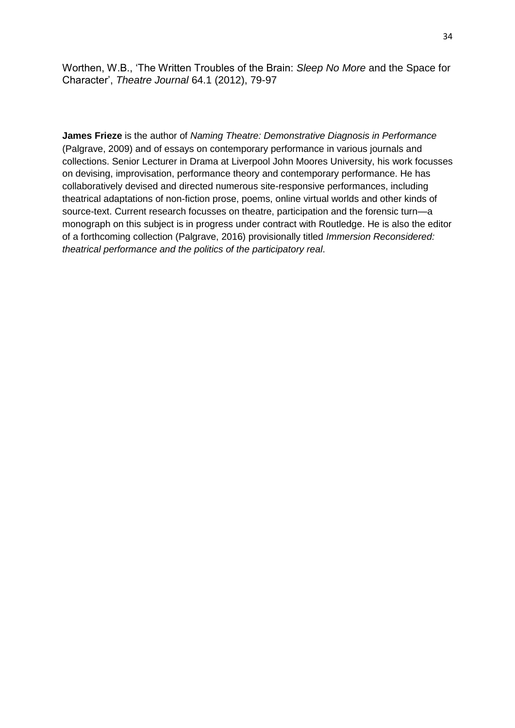Worthen, W.B., 'The Written Troubles of the Brain: *Sleep No More* and the Space for Character', *Theatre Journal* 64.1 (2012), 79-97

**James Frieze** is the author of *Naming Theatre: Demonstrative Diagnosis in Performance* (Palgrave, 2009) and of essays on contemporary performance in various journals and collections. Senior Lecturer in Drama at Liverpool John Moores University, his work focusses on devising, improvisation, performance theory and contemporary performance. He has collaboratively devised and directed numerous site-responsive performances, including theatrical adaptations of non-fiction prose, poems, online virtual worlds and other kinds of source-text. Current research focusses on theatre, participation and the forensic turn—a monograph on this subject is in progress under contract with Routledge. He is also the editor of a forthcoming collection (Palgrave, 2016) provisionally titled *Immersion Reconsidered: theatrical performance and the politics of the participatory real*.